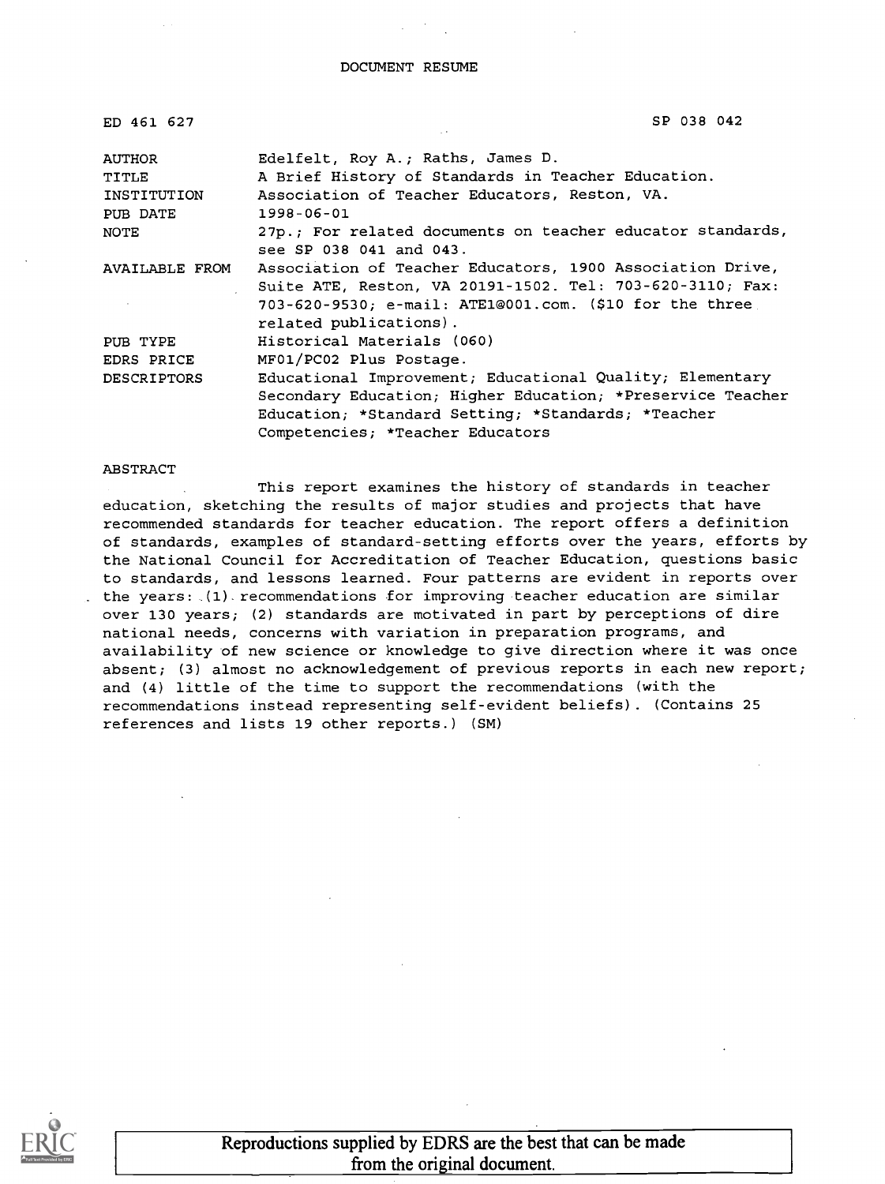DOCUMENT RESUME

| | |
|---|---|
| ED 461 627 | SP 038 042 |
| AUTHOR | Edelfelt, Roy A.; Raths, James D. |
| TITLE | A Brief History of Standards in Teacher Education. |
| INSTITUTION | Association of Teacher Educators, Reston, VA. |
| PUB DATE | 1998-06-01 |
| NOTE | 27p.; For related documents on teacher educator standards, see SP 038 041 and 043. |
| AVAILABLE FROM | Association of Teacher Educators, 1900 Association Drive, Suite ATE, Reston, VA 20191-1502. Tel: 703-620-3110; Fax: 703-620-9530; e-mail: ATE1@001.com. ($10 for the three related publications). |
| PUB TYPE | Historical Materials (060) |
| EDRS PRICE | MF01/PC02 Plus Postage. |
| DESCRIPTORS | Educational Improvement; Educational Quality; Elementary Secondary Education; Higher Education; *Preservice Teacher Education; *Standard Setting; *Standards; *Teacher Competencies; *Teacher Educators |

ABSTRACT

This report examines the history of standards in teacher education, sketching the results of major studies and projects that have recommended standards for teacher education. The report offers a definition of standards, examples of standard-setting efforts over the years, efforts by the National Council for Accreditation of Teacher Education, questions basic to standards, and lessons learned. Four patterns are evident in reports over the years: (1) recommendations for improving teacher education are similar over 130 years; (2) standards are motivated in part by perceptions of dire national needs, concerns with variation in preparation programs, and availability of new science or knowledge to give direction where it was once absent; (3) almost no acknowledgement of previous reports in each new report; and (4) little of the time to support the recommendations (with the recommendations instead representing self-evident beliefs). (Contains 25 references and lists 19 other reports.) (SM)

Reproductions supplied by EDRS are the best that can be made from the original document.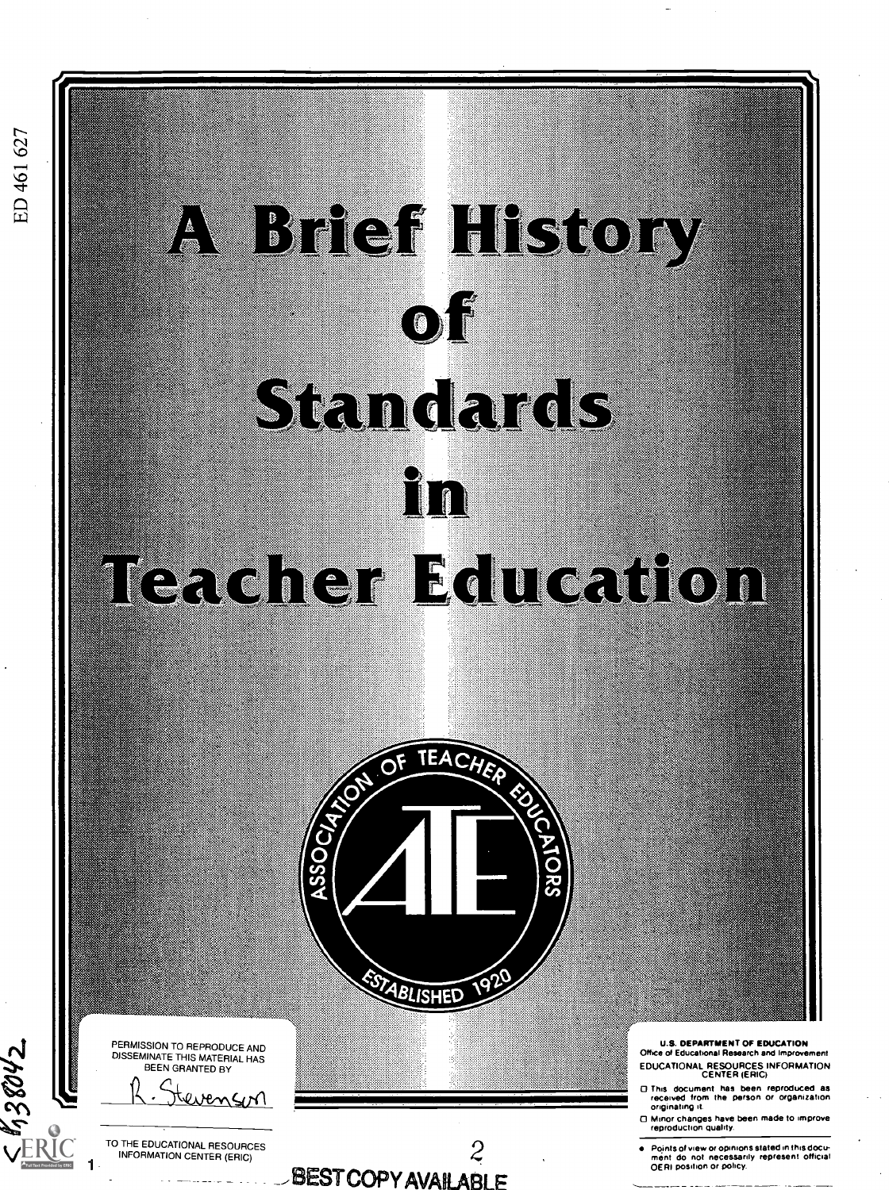ED 461 627

# A Brief History of Standards in Teacher Education

ASSOCIATION OF TEACHER EDUCATORS

ATE

ESTABLISHED 1920

PERMISSION TO REPRODUCE AND DISSEMINATE THIS MATERIAL HAS BEEN GRANTED BY

R. Stevenson

TO THE EDUCATIONAL RESOURCES INFORMATION CENTER (ERIC)

U.S. DEPARTMENT OF EDUCATION
Office of Educational Research and Improvement
EDUCATIONAL RESOURCES INFORMATION CENTER (ERIC)

- This document has been reproduced as received from the person or organization originating it.
- Minor changes have been made to improve reproduction quality.
- Points of view or opinions stated in this document do not necessarily represent official OERI position or policy.

BEST COPY AVAILABLE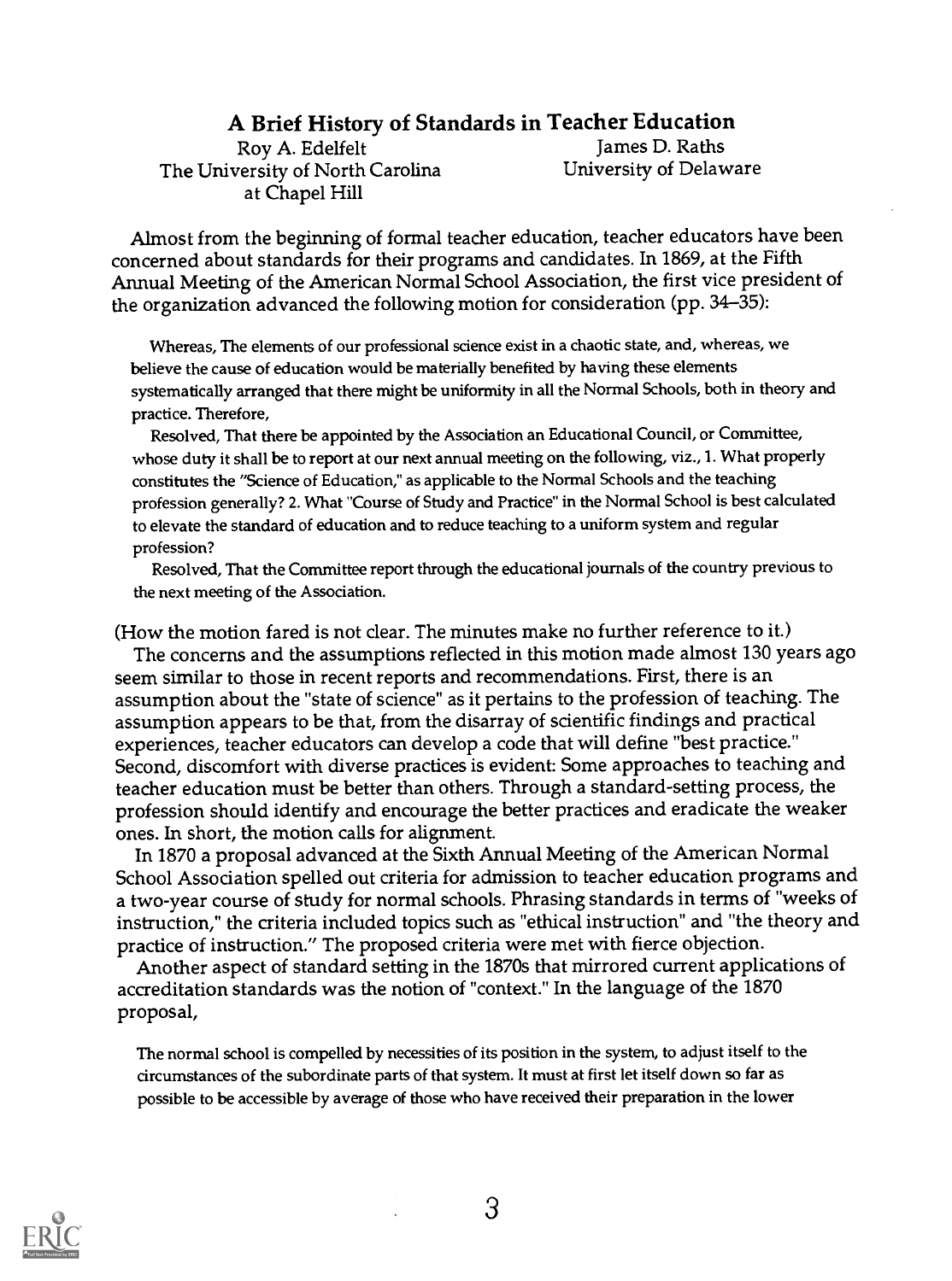# A Brief History of Standards in Teacher Education

Roy A. Edelfelt
The University of North Carolina
at Chapel Hill

James D. Raths
University of Delaware

Almost from the beginning of formal teacher education, teacher educators have been concerned about standards for their programs and candidates. In 1869, at the Fifth Annual Meeting of the American Normal School Association, the first vice president of the organization advanced the following motion for consideration (pp. 34–35):

> Whereas, The elements of our professional science exist in a chaotic state, and, whereas, we believe the cause of education would be materially benefited by having these elements systematically arranged that there might be uniformity in all the Normal Schools, both in theory and practice. Therefore,
>
> Resolved, That there be appointed by the Association an Educational Council, or Committee, whose duty it shall be to report at our next annual meeting on the following, viz., 1. What properly constitutes the "Science of Education," as applicable to the Normal Schools and the teaching profession generally? 2. What "Course of Study and Practice" in the Normal School is best calculated to elevate the standard of education and to reduce teaching to a uniform system and regular profession?
>
> Resolved, That the Committee report through the educational journals of the country previous to the next meeting of the Association.

(How the motion fared is not clear. The minutes make no further reference to it.)

The concerns and the assumptions reflected in this motion made almost 130 years ago seem similar to those in recent reports and recommendations. First, there is an assumption about the "state of science" as it pertains to the profession of teaching. The assumption appears to be that, from the disarray of scientific findings and practical experiences, teacher educators can develop a code that will define "best practice." Second, discomfort with diverse practices is evident: Some approaches to teaching and teacher education must be better than others. Through a standard-setting process, the profession should identify and encourage the better practices and eradicate the weaker ones. In short, the motion calls for alignment.

In 1870 a proposal advanced at the Sixth Annual Meeting of the American Normal School Association spelled out criteria for admission to teacher education programs and a two-year course of study for normal schools. Phrasing standards in terms of "weeks of instruction," the criteria included topics such as "ethical instruction" and "the theory and practice of instruction." The proposed criteria were met with fierce objection.

Another aspect of standard setting in the 1870s that mirrored current applications of accreditation standards was the notion of "context." In the language of the 1870 proposal,

> The normal school is compelled by necessities of its position in the system, to adjust itself to the circumstances of the subordinate parts of that system. It must at first let itself down so far as possible to be accessible by average of those who have received their preparation in the lower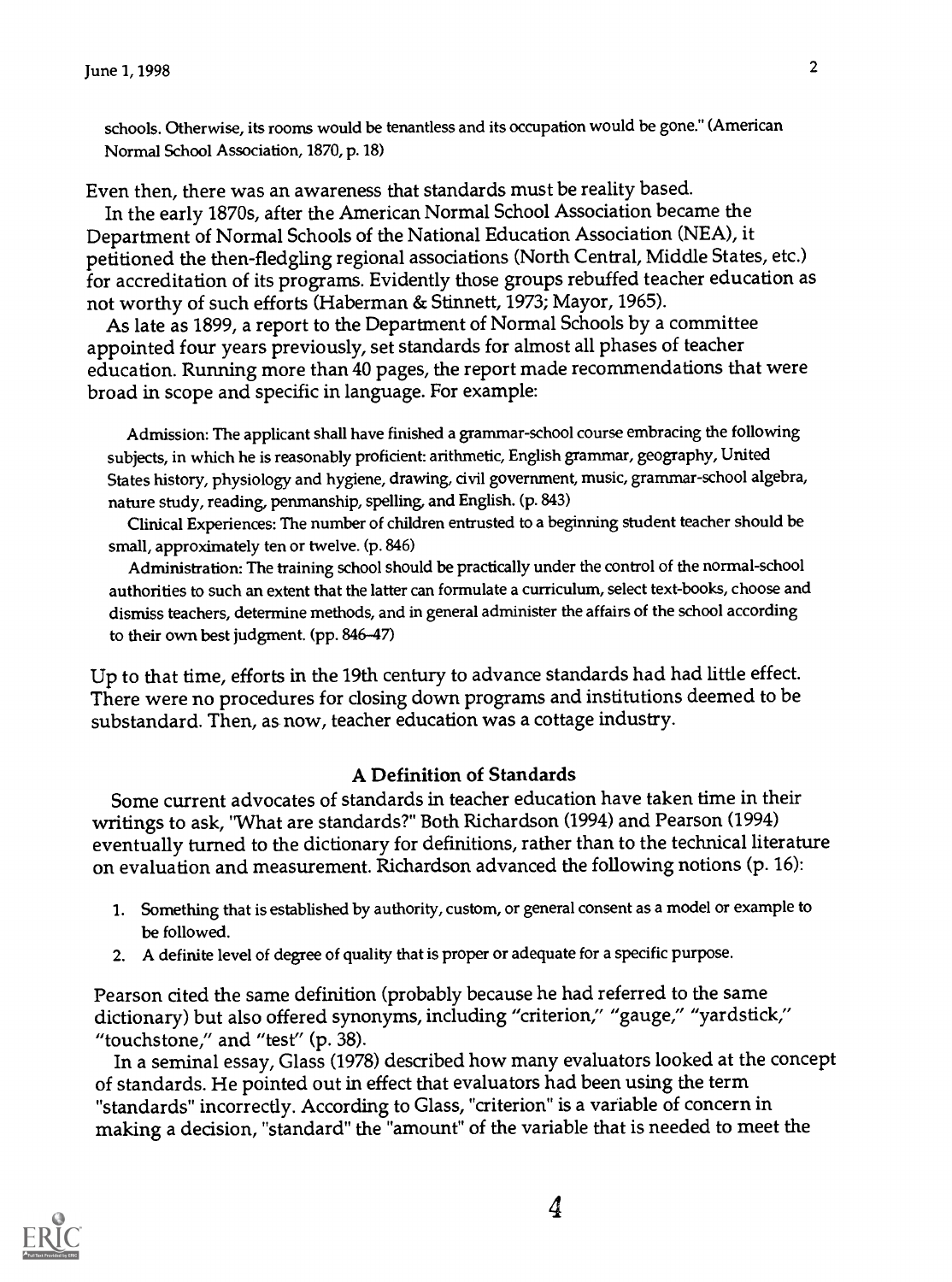schools. Otherwise, its rooms would be tenantless and its occupation would be gone." (American Normal School Association, 1870, p. 18)

Even then, there was an awareness that standards must be reality based.

In the early 1870s, after the American Normal School Association became the Department of Normal Schools of the National Education Association (NEA), it petitioned the then-fledgling regional associations (North Central, Middle States, etc.) for accreditation of its programs. Evidently those groups rebuffed teacher education as not worthy of such efforts (Haberman & Stinnett, 1973; Mayor, 1965).

As late as 1899, a report to the Department of Normal Schools by a committee appointed four years previously, set standards for almost all phases of teacher education. Running more than 40 pages, the report made recommendations that were broad in scope and specific in language. For example:

> Admission: The applicant shall have finished a grammar-school course embracing the following subjects, in which he is reasonably proficient: arithmetic, English grammar, geography, United States history, physiology and hygiene, drawing, civil government, music, grammar-school algebra, nature study, reading, penmanship, spelling, and English. (p. 843)
>
> Clinical Experiences: The number of children entrusted to a beginning student teacher should be small, approximately ten or twelve. (p. 846)
>
> Administration: The training school should be practically under the control of the normal-school authorities to such an extent that the latter can formulate a curriculum, select text-books, choose and dismiss teachers, determine methods, and in general administer the affairs of the school according to their own best judgment. (pp. 846–47)

Up to that time, efforts in the 19th century to advance standards had had little effect. There were no procedures for closing down programs and institutions deemed to be substandard. Then, as now, teacher education was a cottage industry.

## A Definition of Standards

Some current advocates of standards in teacher education have taken time in their writings to ask, "What are standards?" Both Richardson (1994) and Pearson (1994) eventually turned to the dictionary for definitions, rather than to the technical literature on evaluation and measurement. Richardson advanced the following notions (p. 16):

1. Something that is established by authority, custom, or general consent as a model or example to be followed.
2. A definite level of degree of quality that is proper or adequate for a specific purpose.

Pearson cited the same definition (probably because he had referred to the same dictionary) but also offered synonyms, including "criterion," "gauge," "yardstick," "touchstone," and "test" (p. 38).

In a seminal essay, Glass (1978) described how many evaluators looked at the concept of standards. He pointed out in effect that evaluators had been using the term "standards" incorrectly. According to Glass, "criterion" is a variable of concern in making a decision, "standard" the "amount" of the variable that is needed to meet the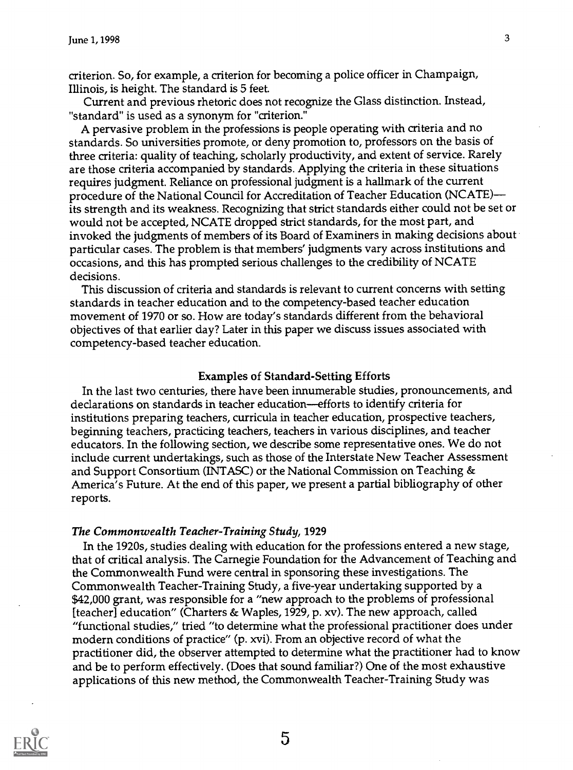criterion. So, for example, a criterion for becoming a police officer in Champaign, Illinois, is height. The standard is 5 feet.

Current and previous rhetoric does not recognize the Glass distinction. Instead, "standard" is used as a synonym for "criterion."

A pervasive problem in the professions is people operating with criteria and no standards. So universities promote, or deny promotion to, professors on the basis of three criteria: quality of teaching, scholarly productivity, and extent of service. Rarely are those criteria accompanied by standards. Applying the criteria in these situations requires judgment. Reliance on professional judgment is a hallmark of the current procedure of the National Council for Accreditation of Teacher Education (NCATE)—its strength and its weakness. Recognizing that strict standards either could not be set or would not be accepted, NCATE dropped strict standards, for the most part, and invoked the judgments of members of its Board of Examiners in making decisions about particular cases. The problem is that members' judgments vary across institutions and occasions, and this has prompted serious challenges to the credibility of NCATE decisions.

This discussion of criteria and standards is relevant to current concerns with setting standards in teacher education and to the competency-based teacher education movement of 1970 or so. How are today's standards different from the behavioral objectives of that earlier day? Later in this paper we discuss issues associated with competency-based teacher education.

## Examples of Standard-Setting Efforts

In the last two centuries, there have been innumerable studies, pronouncements, and declarations on standards in teacher education—efforts to identify criteria for institutions preparing teachers, curricula in teacher education, prospective teachers, beginning teachers, practicing teachers, teachers in various disciplines, and teacher educators. In the following section, we describe some representative ones. We do not include current undertakings, such as those of the Interstate New Teacher Assessment and Support Consortium (INTASC) or the National Commission on Teaching & America's Future. At the end of this paper, we present a partial bibliography of other reports.

### *The Commonwealth Teacher-Training Study, 1929*

In the 1920s, studies dealing with education for the professions entered a new stage, that of critical analysis. The Carnegie Foundation for the Advancement of Teaching and the Commonwealth Fund were central in sponsoring these investigations. The Commonwealth Teacher-Training Study, a five-year undertaking supported by a $42,000 grant, was responsible for a "new approach to the problems of professional [teacher] education" (Charters & Waples, 1929, p. xv). The new approach, called "functional studies," tried "to determine what the professional practitioner does under modern conditions of practice" (p. xvi). From an objective record of what the practitioner did, the observer attempted to determine what the practitioner had to know and be to perform effectively. (Does that sound familiar?) One of the most exhaustive applications of this new method, the Commonwealth Teacher-Training Study was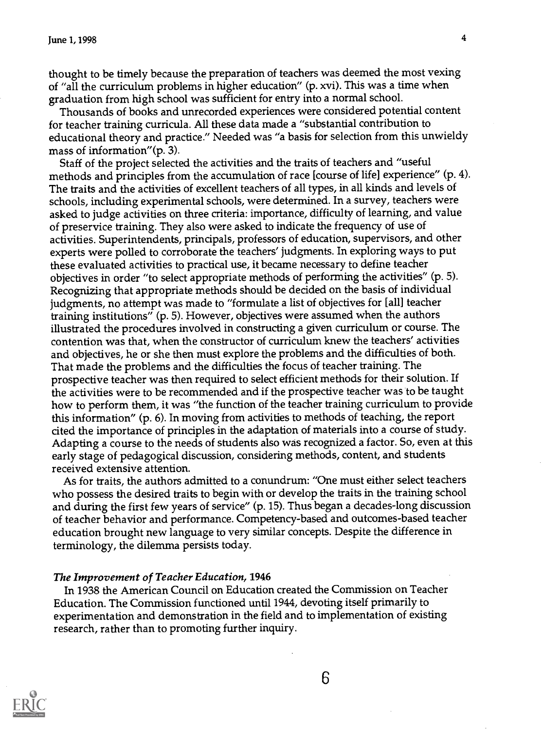thought to be timely because the preparation of teachers was deemed the most vexing of "all the curriculum problems in higher education" (p. xvi). This was a time when graduation from high school was sufficient for entry into a normal school.

Thousands of books and unrecorded experiences were considered potential content for teacher training curricula. All these data made a "substantial contribution to educational theory and practice." Needed was "a basis for selection from this unwieldy mass of information"(p. 3).

Staff of the project selected the activities and the traits of teachers and "useful methods and principles from the accumulation of race [course of life] experience" (p. 4). The traits and the activities of excellent teachers of all types, in all kinds and levels of schools, including experimental schools, were determined. In a survey, teachers were asked to judge activities on three criteria: importance, difficulty of learning, and value of preservice training. They also were asked to indicate the frequency of use of activities. Superintendents, principals, professors of education, supervisors, and other experts were polled to corroborate the teachers' judgments. In exploring ways to put these evaluated activities to practical use, it became necessary to define teacher objectives in order "to select appropriate methods of performing the activities" (p. 5). Recognizing that appropriate methods should be decided on the basis of individual judgments, no attempt was made to "formulate a list of objectives for [all] teacher training institutions" (p. 5). However, objectives were assumed when the authors illustrated the procedures involved in constructing a given curriculum or course. The contention was that, when the constructor of curriculum knew the teachers' activities and objectives, he or she then must explore the problems and the difficulties of both. That made the problems and the difficulties the focus of teacher training. The prospective teacher was then required to select efficient methods for their solution. If the activities were to be recommended and if the prospective teacher was to be taught how to perform them, it was "the function of the teacher training curriculum to provide this information" (p. 6). In moving from activities to methods of teaching, the report cited the importance of principles in the adaptation of materials into a course of study. Adapting a course to the needs of students also was recognized a factor. So, even at this early stage of pedagogical discussion, considering methods, content, and students received extensive attention.

As for traits, the authors admitted to a conundrum: "One must either select teachers who possess the desired traits to begin with or develop the traits in the training school and during the first few years of service" (p. 15). Thus began a decades-long discussion of teacher behavior and performance. Competency-based and outcomes-based teacher education brought new language to very similar concepts. Despite the difference in terminology, the dilemma persists today.

### *The Improvement of Teacher Education,* 1946

In 1938 the American Council on Education created the Commission on Teacher Education. The Commission functioned until 1944, devoting itself primarily to experimentation and demonstration in the field and to implementation of existing research, rather than to promoting further inquiry.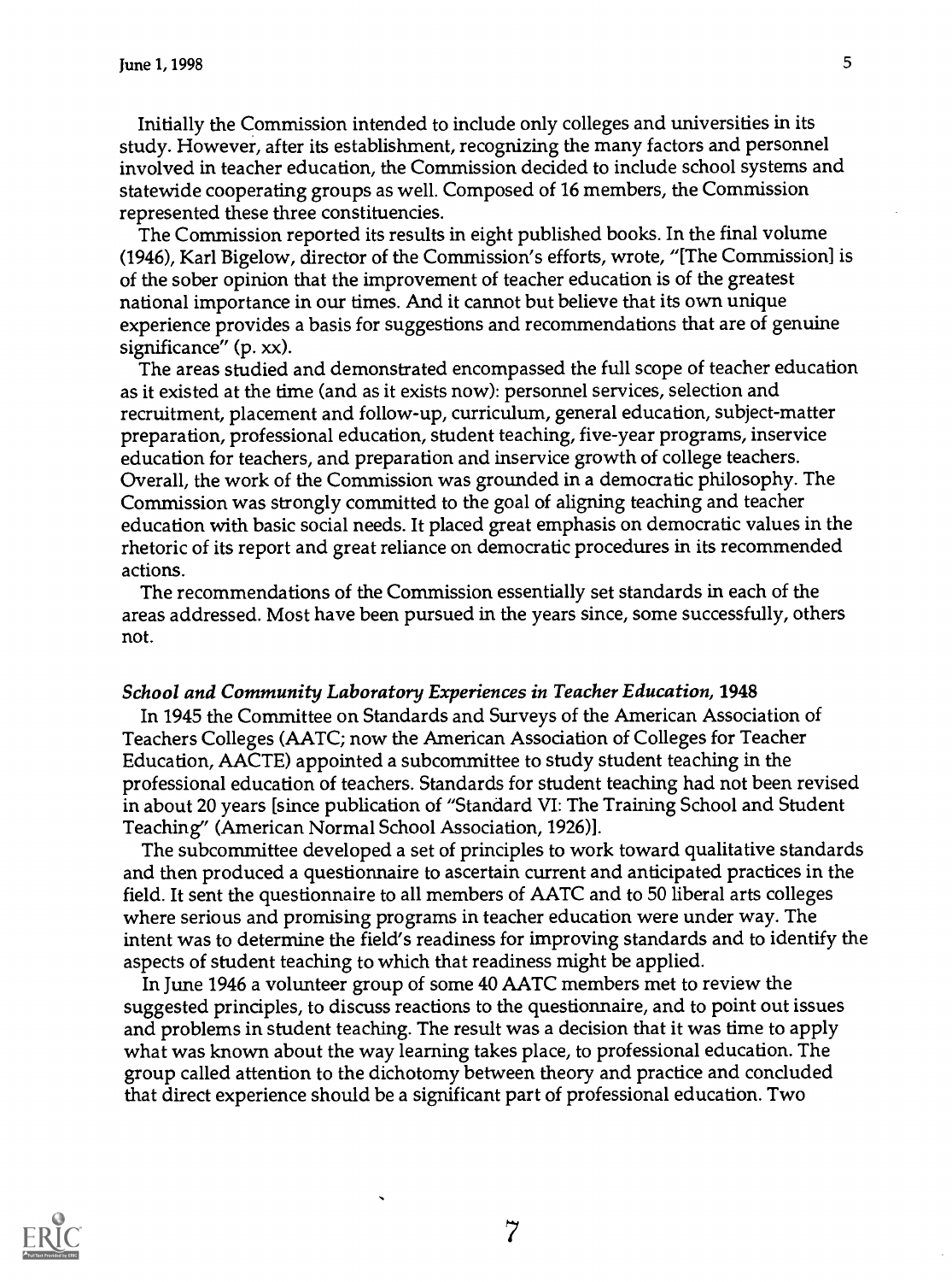Initially the Commission intended to include only colleges and universities in its study. However, after its establishment, recognizing the many factors and personnel involved in teacher education, the Commission decided to include school systems and statewide cooperating groups as well. Composed of 16 members, the Commission represented these three constituencies.

The Commission reported its results in eight published books. In the final volume (1946), Karl Bigelow, director of the Commission's efforts, wrote, "[The Commission] is of the sober opinion that the improvement of teacher education is of the greatest national importance in our times. And it cannot but believe that its own unique experience provides a basis for suggestions and recommendations that are of genuine significance" (p. xx).

The areas studied and demonstrated encompassed the full scope of teacher education as it existed at the time (and as it exists now): personnel services, selection and recruitment, placement and follow-up, curriculum, general education, subject-matter preparation, professional education, student teaching, five-year programs, inservice education for teachers, and preparation and inservice growth of college teachers. Overall, the work of the Commission was grounded in a democratic philosophy. The Commission was strongly committed to the goal of aligning teaching and teacher education with basic social needs. It placed great emphasis on democratic values in the rhetoric of its report and great reliance on democratic procedures in its recommended actions.

The recommendations of the Commission essentially set standards in each of the areas addressed. Most have been pursued in the years since, some successfully, others not.

### *School and Community Laboratory Experiences in Teacher Education*, 1948

In 1945 the Committee on Standards and Surveys of the American Association of Teachers Colleges (AATC; now the American Association of Colleges for Teacher Education, AACTE) appointed a subcommittee to study student teaching in the professional education of teachers. Standards for student teaching had not been revised in about 20 years [since publication of "Standard VI: The Training School and Student Teaching" (American Normal School Association, 1926)].

The subcommittee developed a set of principles to work toward qualitative standards and then produced a questionnaire to ascertain current and anticipated practices in the field. It sent the questionnaire to all members of AATC and to 50 liberal arts colleges where serious and promising programs in teacher education were under way. The intent was to determine the field's readiness for improving standards and to identify the aspects of student teaching to which that readiness might be applied.

In June 1946 a volunteer group of some 40 AATC members met to review the suggested principles, to discuss reactions to the questionnaire, and to point out issues and problems in student teaching. The result was a decision that it was time to apply what was known about the way learning takes place, to professional education. The group called attention to the dichotomy between theory and practice and concluded that direct experience should be a significant part of professional education. Two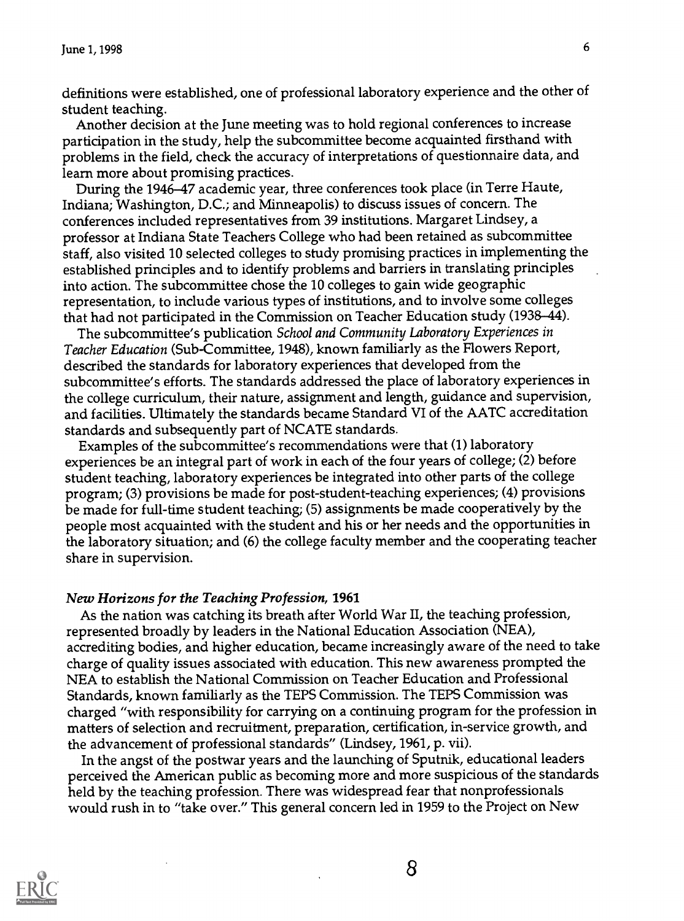definitions were established, one of professional laboratory experience and the other of student teaching.

Another decision at the June meeting was to hold regional conferences to increase participation in the study, help the subcommittee become acquainted firsthand with problems in the field, check the accuracy of interpretations of questionnaire data, and learn more about promising practices.

During the 1946–47 academic year, three conferences took place (in Terre Haute, Indiana; Washington, D.C.; and Minneapolis) to discuss issues of concern. The conferences included representatives from 39 institutions. Margaret Lindsey, a professor at Indiana State Teachers College who had been retained as subcommittee staff, also visited 10 selected colleges to study promising practices in implementing the established principles and to identify problems and barriers in translating principles into action. The subcommittee chose the 10 colleges to gain wide geographic representation, to include various types of institutions, and to involve some colleges that had not participated in the Commission on Teacher Education study (1938–44).

The subcommittee's publication *School and Community Laboratory Experiences in Teacher Education* (Sub-Committee, 1948), known familiarly as the Flowers Report, described the standards for laboratory experiences that developed from the subcommittee's efforts. The standards addressed the place of laboratory experiences in the college curriculum, their nature, assignment and length, guidance and supervision, and facilities. Ultimately the standards became Standard VI of the AATC accreditation standards and subsequently part of NCATE standards.

Examples of the subcommittee's recommendations were that (1) laboratory experiences be an integral part of work in each of the four years of college; (2) before student teaching, laboratory experiences be integrated into other parts of the college program; (3) provisions be made for post-student-teaching experiences; (4) provisions be made for full-time student teaching; (5) assignments be made cooperatively by the people most acquainted with the student and his or her needs and the opportunities in the laboratory situation; and (6) the college faculty member and the cooperating teacher share in supervision.

### *New Horizons for the Teaching Profession*, 1961

As the nation was catching its breath after World War II, the teaching profession, represented broadly by leaders in the National Education Association (NEA), accrediting bodies, and higher education, became increasingly aware of the need to take charge of quality issues associated with education. This new awareness prompted the NEA to establish the National Commission on Teacher Education and Professional Standards, known familiarly as the TEPS Commission. The TEPS Commission was charged "with responsibility for carrying on a continuing program for the profession in matters of selection and recruitment, preparation, certification, in-service growth, and the advancement of professional standards" (Lindsey, 1961, p. vii).

In the angst of the postwar years and the launching of Sputnik, educational leaders perceived the American public as becoming more and more suspicious of the standards held by the teaching profession. There was widespread fear that nonprofessionals would rush in to "take over." This general concern led in 1959 to the Project on New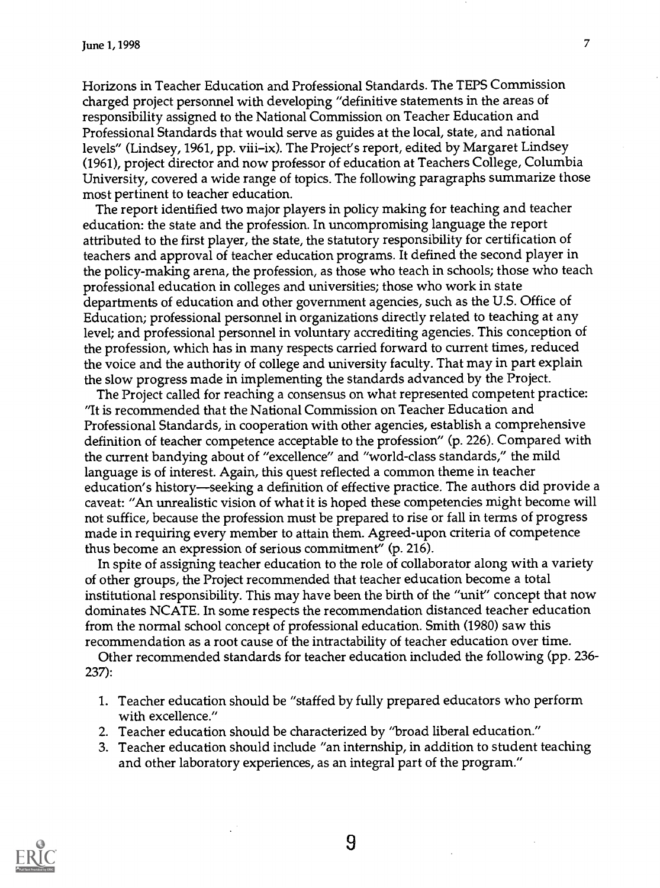Horizons in Teacher Education and Professional Standards. The TEPS Commission charged project personnel with developing "definitive statements in the areas of responsibility assigned to the National Commission on Teacher Education and Professional Standards that would serve as guides at the local, state, and national levels" (Lindsey, 1961, pp. viii–ix). The Project's report, edited by Margaret Lindsey (1961), project director and now professor of education at Teachers College, Columbia University, covered a wide range of topics. The following paragraphs summarize those most pertinent to teacher education.

The report identified two major players in policy making for teaching and teacher education: the state and the profession. In uncompromising language the report attributed to the first player, the state, the statutory responsibility for certification of teachers and approval of teacher education programs. It defined the second player in the policy-making arena, the profession, as those who teach in schools; those who teach professional education in colleges and universities; those who work in state departments of education and other government agencies, such as the U.S. Office of Education; professional personnel in organizations directly related to teaching at any level; and professional personnel in voluntary accrediting agencies. This conception of the profession, which has in many respects carried forward to current times, reduced the voice and the authority of college and university faculty. That may in part explain the slow progress made in implementing the standards advanced by the Project.

The Project called for reaching a consensus on what represented competent practice: "It is recommended that the National Commission on Teacher Education and Professional Standards, in cooperation with other agencies, establish a comprehensive definition of teacher competence acceptable to the profession" (p. 226). Compared with the current bandying about of "excellence" and "world-class standards," the mild language is of interest. Again, this quest reflected a common theme in teacher education's history—seeking a definition of effective practice. The authors did provide a caveat: "An unrealistic vision of what it is hoped these competencies might become will not suffice, because the profession must be prepared to rise or fall in terms of progress made in requiring every member to attain them. Agreed-upon criteria of competence thus become an expression of serious commitment" (p. 216).

In spite of assigning teacher education to the role of collaborator along with a variety of other groups, the Project recommended that teacher education become a total institutional responsibility. This may have been the birth of the "unit" concept that now dominates NCATE. In some respects the recommendation distanced teacher education from the normal school concept of professional education. Smith (1980) saw this recommendation as a root cause of the intractability of teacher education over time.

Other recommended standards for teacher education included the following (pp. 236-237):

1. Teacher education should be "staffed by fully prepared educators who perform with excellence."
2. Teacher education should be characterized by "broad liberal education."
3. Teacher education should include "an internship, in addition to student teaching and other laboratory experiences, as an integral part of the program."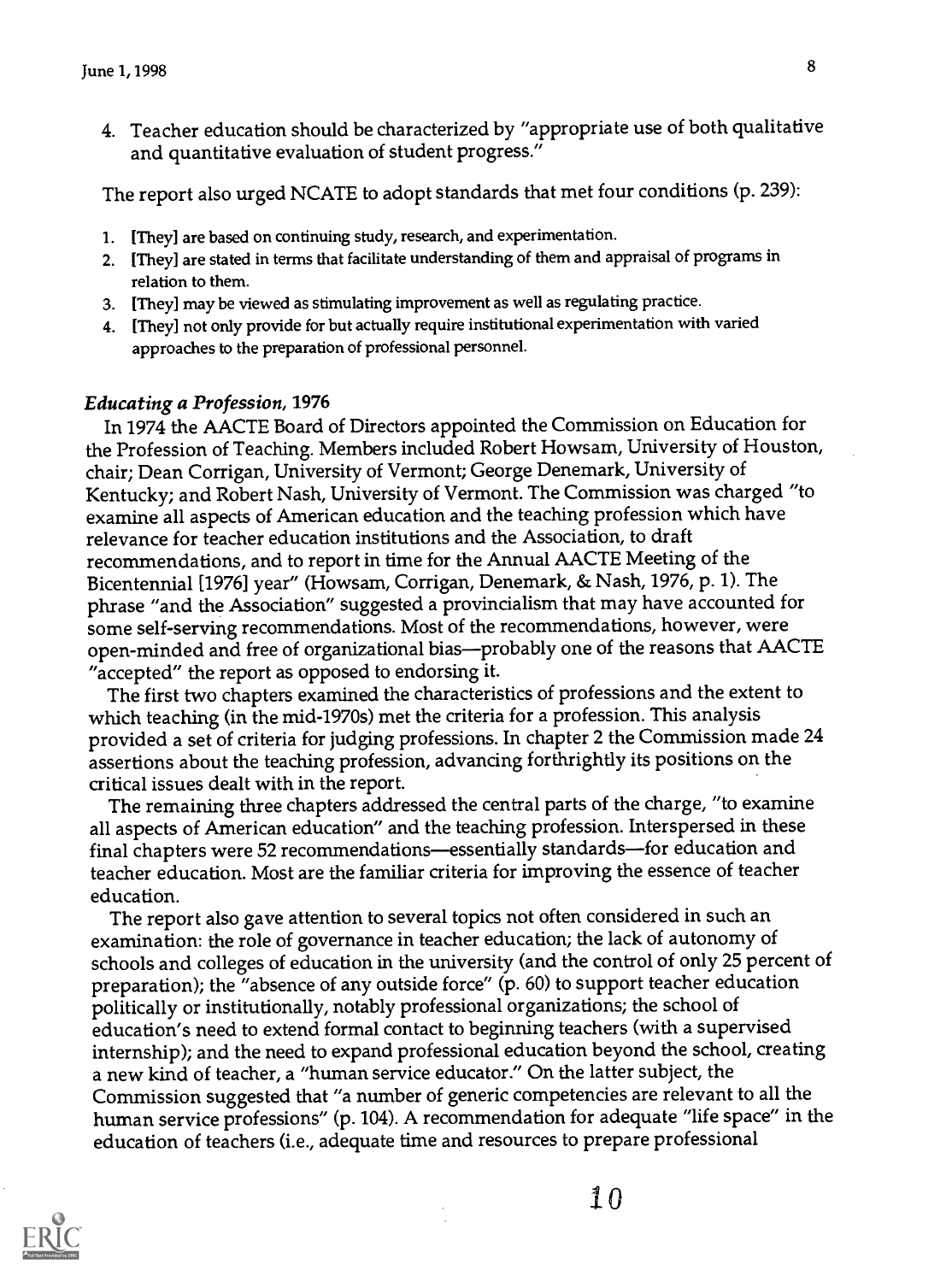4. Teacher education should be characterized by "appropriate use of both qualitative and quantitative evaluation of student progress."

The report also urged NCATE to adopt standards that met four conditions (p. 239):

1. [They] are based on continuing study, research, and experimentation.
2. [They] are stated in terms that facilitate understanding of them and appraisal of programs in relation to them.
3. [They] may be viewed as stimulating improvement as well as regulating practice.
4. [They] not only provide for but actually require institutional experimentation with varied approaches to the preparation of professional personnel.

### *Educating a Profession*, 1976

In 1974 the AACTE Board of Directors appointed the Commission on Education for the Profession of Teaching. Members included Robert Howsam, University of Houston, chair; Dean Corrigan, University of Vermont; George Denemark, University of Kentucky; and Robert Nash, University of Vermont. The Commission was charged "to examine all aspects of American education and the teaching profession which have relevance for teacher education institutions and the Association, to draft recommendations, and to report in time for the Annual AACTE Meeting of the Bicentennial [1976] year" (Howsam, Corrigan, Denemark, & Nash, 1976, p. 1). The phrase "and the Association" suggested a provincialism that may have accounted for some self-serving recommendations. Most of the recommendations, however, were open-minded and free of organizational bias—probably one of the reasons that AACTE "accepted" the report as opposed to endorsing it.

The first two chapters examined the characteristics of professions and the extent to which teaching (in the mid-1970s) met the criteria for a profession. This analysis provided a set of criteria for judging professions. In chapter 2 the Commission made 24 assertions about the teaching profession, advancing forthrightly its positions on the critical issues dealt with in the report.

The remaining three chapters addressed the central parts of the charge, "to examine all aspects of American education" and the teaching profession. Interspersed in these final chapters were 52 recommendations—essentially standards—for education and teacher education. Most are the familiar criteria for improving the essence of teacher education.

The report also gave attention to several topics not often considered in such an examination: the role of governance in teacher education; the lack of autonomy of schools and colleges of education in the university (and the control of only 25 percent of preparation); the "absence of any outside force" (p. 60) to support teacher education politically or institutionally, notably professional organizations; the school of education's need to extend formal contact to beginning teachers (with a supervised internship); and the need to expand professional education beyond the school, creating a new kind of teacher, a "human service educator." On the latter subject, the Commission suggested that "a number of generic competencies are relevant to all the human service professions" (p. 104). A recommendation for adequate "life space" in the education of teachers (i.e., adequate time and resources to prepare professional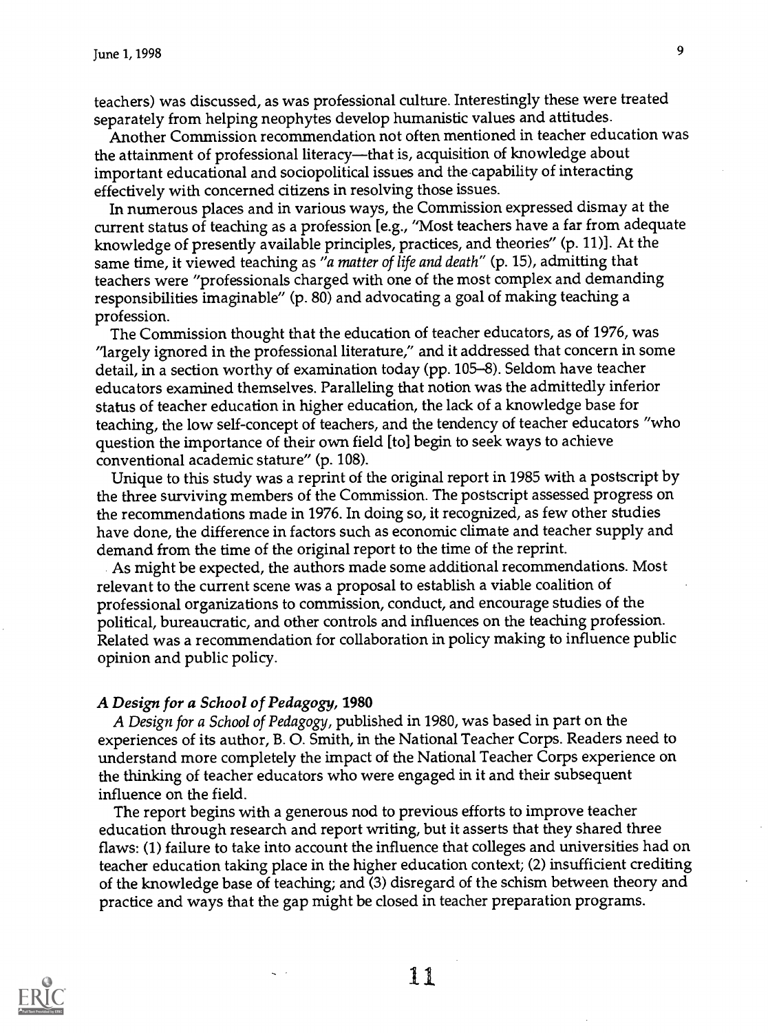teachers) was discussed, as was professional culture. Interestingly these were treated separately from helping neophytes develop humanistic values and attitudes.

Another Commission recommendation not often mentioned in teacher education was the attainment of professional literacy—that is, acquisition of knowledge about important educational and sociopolitical issues and the capability of interacting effectively with concerned citizens in resolving those issues.

In numerous places and in various ways, the Commission expressed dismay at the current status of teaching as a profession [e.g., "Most teachers have a far from adequate knowledge of presently available principles, practices, and theories" (p. 11)]. At the same time, it viewed teaching as *"a matter of life and death"* (p. 15), admitting that teachers were "professionals charged with one of the most complex and demanding responsibilities imaginable" (p. 80) and advocating a goal of making teaching a profession.

The Commission thought that the education of teacher educators, as of 1976, was "largely ignored in the professional literature," and it addressed that concern in some detail, in a section worthy of examination today (pp. 105–8). Seldom have teacher educators examined themselves. Paralleling that notion was the admittedly inferior status of teacher education in higher education, the lack of a knowledge base for teaching, the low self-concept of teachers, and the tendency of teacher educators "who question the importance of their own field [to] begin to seek ways to achieve conventional academic stature" (p. 108).

Unique to this study was a reprint of the original report in 1985 with a postscript by the three surviving members of the Commission. The postscript assessed progress on the recommendations made in 1976. In doing so, it recognized, as few other studies have done, the difference in factors such as economic climate and teacher supply and demand from the time of the original report to the time of the reprint.

As might be expected, the authors made some additional recommendations. Most relevant to the current scene was a proposal to establish a viable coalition of professional organizations to commission, conduct, and encourage studies of the political, bureaucratic, and other controls and influences on the teaching profession. Related was a recommendation for collaboration in policy making to influence public opinion and public policy.

### *A Design for a School of Pedagogy*, 1980

*A Design for a School of Pedagogy*, published in 1980, was based in part on the experiences of its author, B. O. Smith, in the National Teacher Corps. Readers need to understand more completely the impact of the National Teacher Corps experience on the thinking of teacher educators who were engaged in it and their subsequent influence on the field.

The report begins with a generous nod to previous efforts to improve teacher education through research and report writing, but it asserts that they shared three flaws: (1) failure to take into account the influence that colleges and universities had on teacher education taking place in the higher education context; (2) insufficient crediting of the knowledge base of teaching; and (3) disregard of the schism between theory and practice and ways that the gap might be closed in teacher preparation programs.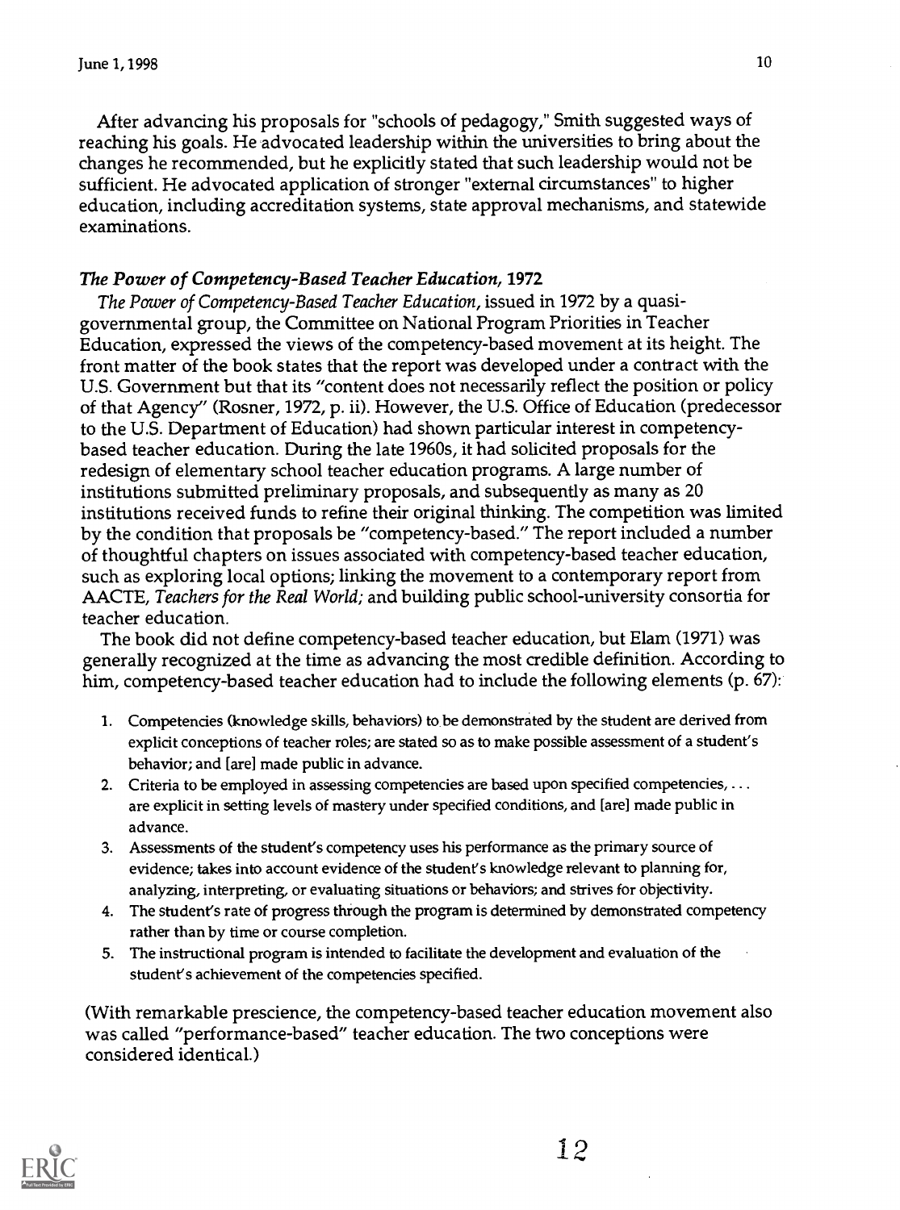After advancing his proposals for "schools of pedagogy," Smith suggested ways of reaching his goals. He advocated leadership within the universities to bring about the changes he recommended, but he explicitly stated that such leadership would not be sufficient. He advocated application of stronger "external circumstances" to higher education, including accreditation systems, state approval mechanisms, and statewide examinations.

### *The Power of Competency-Based Teacher Education*, 1972

*The Power of Competency-Based Teacher Education*, issued in 1972 by a quasi-governmental group, the Committee on National Program Priorities in Teacher Education, expressed the views of the competency-based movement at its height. The front matter of the book states that the report was developed under a contract with the U.S. Government but that its "content does not necessarily reflect the position or policy of that Agency" (Rosner, 1972, p. ii). However, the U.S. Office of Education (predecessor to the U.S. Department of Education) had shown particular interest in competency-based teacher education. During the late 1960s, it had solicited proposals for the redesign of elementary school teacher education programs. A large number of institutions submitted preliminary proposals, and subsequently as many as 20 institutions received funds to refine their original thinking. The competition was limited by the condition that proposals be "competency-based." The report included a number of thoughtful chapters on issues associated with competency-based teacher education, such as exploring local options; linking the movement to a contemporary report from AACTE, *Teachers for the Real World*; and building public school-university consortia for teacher education.

The book did not define competency-based teacher education, but Elam (1971) was generally recognized at the time as advancing the most credible definition. According to him, competency-based teacher education had to include the following elements (p. 67):

1. Competencies (knowledge skills, behaviors) to be demonstrated by the student are derived from explicit conceptions of teacher roles; are stated so as to make possible assessment of a student's behavior; and [are] made public in advance.
2. Criteria to be employed in assessing competencies are based upon specified competencies, . . . are explicit in setting levels of mastery under specified conditions, and [are] made public in advance.
3. Assessments of the student's competency uses his performance as the primary source of evidence; takes into account evidence of the student's knowledge relevant to planning for, analyzing, interpreting, or evaluating situations or behaviors; and strives for objectivity.
4. The student's rate of progress through the program is determined by demonstrated competency rather than by time or course completion.
5. The instructional program is intended to facilitate the development and evaluation of the student's achievement of the competencies specified.

(With remarkable prescience, the competency-based teacher education movement also was called "performance-based" teacher education. The two conceptions were considered identical.)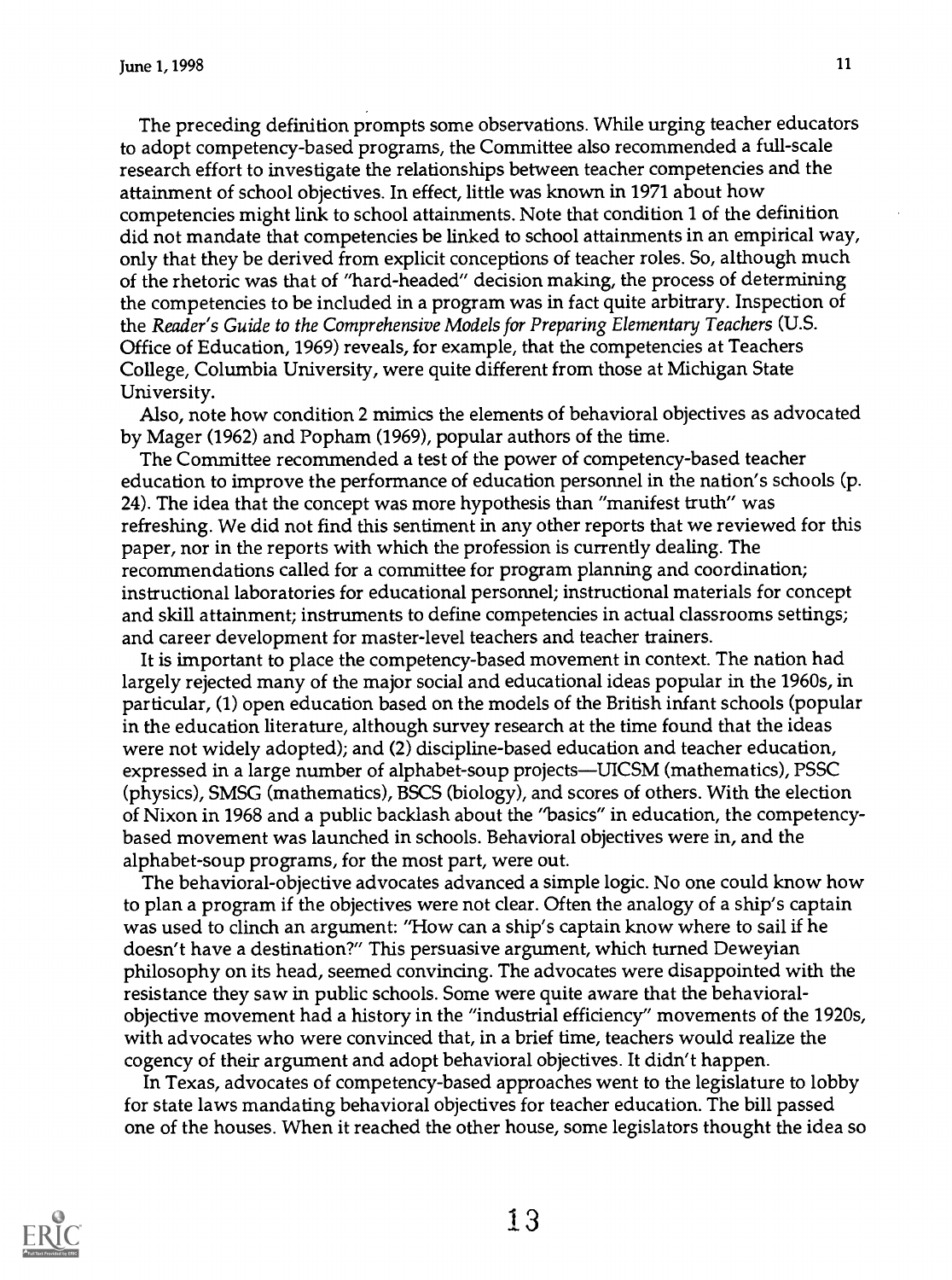The preceding definition prompts some observations. While urging teacher educators to adopt competency-based programs, the Committee also recommended a full-scale research effort to investigate the relationships between teacher competencies and the attainment of school objectives. In effect, little was known in 1971 about how competencies might link to school attainments. Note that condition 1 of the definition did not mandate that competencies be linked to school attainments in an empirical way, only that they be derived from explicit conceptions of teacher roles. So, although much of the rhetoric was that of "hard-headed" decision making, the process of determining the competencies to be included in a program was in fact quite arbitrary. Inspection of the *Reader's Guide to the Comprehensive Models for Preparing Elementary Teachers* (U.S. Office of Education, 1969) reveals, for example, that the competencies at Teachers College, Columbia University, were quite different from those at Michigan State University.

Also, note how condition 2 mimics the elements of behavioral objectives as advocated by Mager (1962) and Popham (1969), popular authors of the time.

The Committee recommended a test of the power of competency-based teacher education to improve the performance of education personnel in the nation's schools (p. 24). The idea that the concept was more hypothesis than "manifest truth" was refreshing. We did not find this sentiment in any other reports that we reviewed for this paper, nor in the reports with which the profession is currently dealing. The recommendations called for a committee for program planning and coordination; instructional laboratories for educational personnel; instructional materials for concept and skill attainment; instruments to define competencies in actual classrooms settings; and career development for master-level teachers and teacher trainers.

It is important to place the competency-based movement in context. The nation had largely rejected many of the major social and educational ideas popular in the 1960s, in particular, (1) open education based on the models of the British infant schools (popular in the education literature, although survey research at the time found that the ideas were not widely adopted); and (2) discipline-based education and teacher education, expressed in a large number of alphabet-soup projects—UICSM (mathematics), PSSC (physics), SMSG (mathematics), BSCS (biology), and scores of others. With the election of Nixon in 1968 and a public backlash about the "basics" in education, the competency-based movement was launched in schools. Behavioral objectives were in, and the alphabet-soup programs, for the most part, were out.

The behavioral-objective advocates advanced a simple logic. No one could know how to plan a program if the objectives were not clear. Often the analogy of a ship's captain was used to clinch an argument: "How can a ship's captain know where to sail if he doesn't have a destination?" This persuasive argument, which turned Deweyian philosophy on its head, seemed convincing. The advocates were disappointed with the resistance they saw in public schools. Some were quite aware that the behavioral-objective movement had a history in the "industrial efficiency" movements of the 1920s, with advocates who were convinced that, in a brief time, teachers would realize the cogency of their argument and adopt behavioral objectives. It didn't happen.

In Texas, advocates of competency-based approaches went to the legislature to lobby for state laws mandating behavioral objectives for teacher education. The bill passed one of the houses. When it reached the other house, some legislators thought the idea so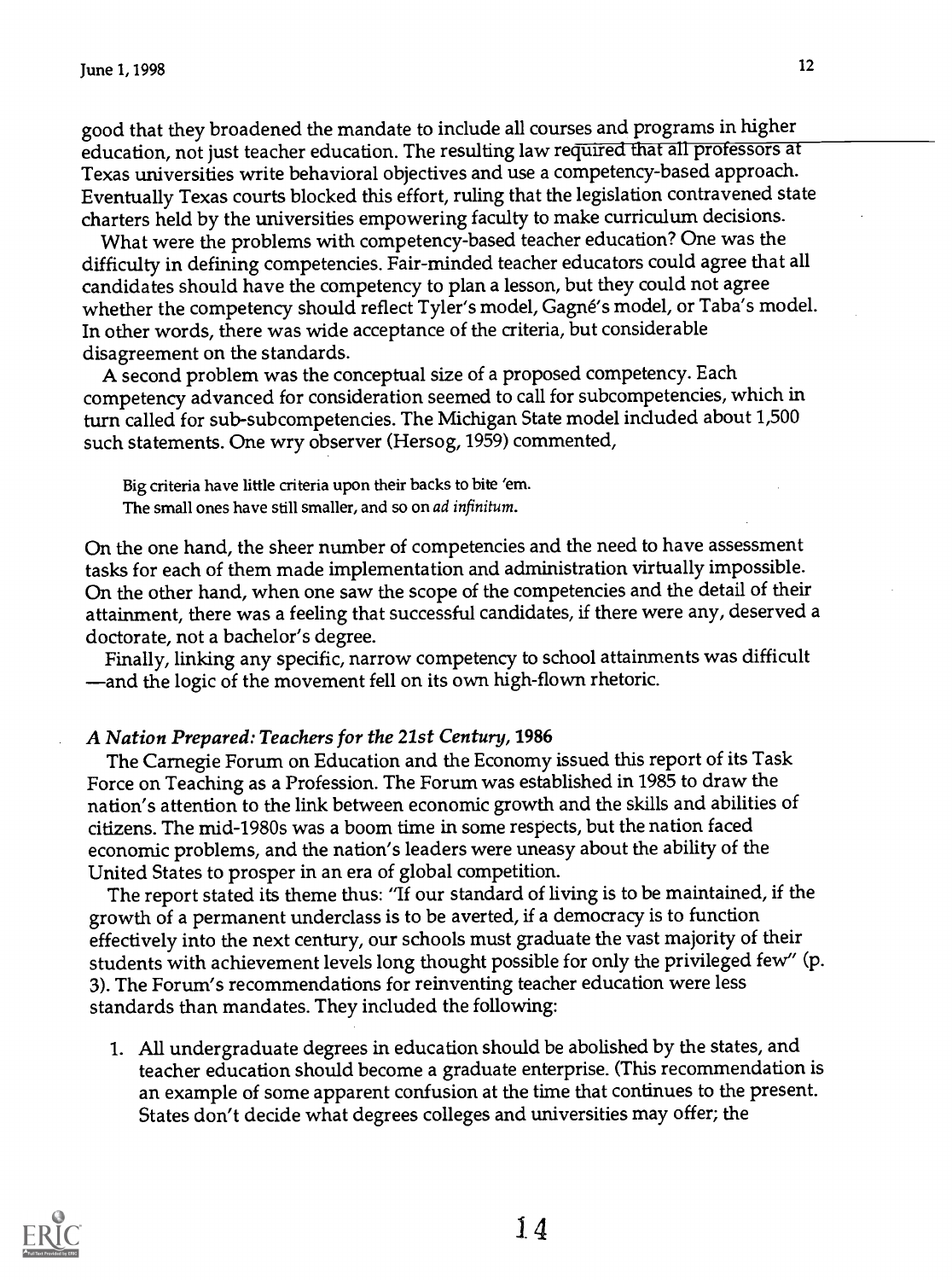good that they broadened the mandate to include all courses and programs in higher education, not just teacher education. The resulting law required that all professors at Texas universities write behavioral objectives and use a competency-based approach. Eventually Texas courts blocked this effort, ruling that the legislation contravened state charters held by the universities empowering faculty to make curriculum decisions.

What were the problems with competency-based teacher education? One was the difficulty in defining competencies. Fair-minded teacher educators could agree that all candidates should have the competency to plan a lesson, but they could not agree whether the competency should reflect Tyler's model, Gagné's model, or Taba's model. In other words, there was wide acceptance of the criteria, but considerable disagreement on the standards.

A second problem was the conceptual size of a proposed competency. Each competency advanced for consideration seemed to call for subcompetencies, which in turn called for sub-subcompetencies. The Michigan State model included about 1,500 such statements. One wry observer (Hersog, 1959) commented,

> Big criteria have little criteria upon their backs to bite 'em.
> The small ones have still smaller, and so on *ad infinitum*.

On the one hand, the sheer number of competencies and the need to have assessment tasks for each of them made implementation and administration virtually impossible. On the other hand, when one saw the scope of the competencies and the detail of their attainment, there was a feeling that successful candidates, if there were any, deserved a doctorate, not a bachelor's degree.

Finally, linking any specific, narrow competency to school attainments was difficult —and the logic of the movement fell on its own high-flown rhetoric.

### *A Nation Prepared: Teachers for the 21st Century*, 1986

The Carnegie Forum on Education and the Economy issued this report of its Task Force on Teaching as a Profession. The Forum was established in 1985 to draw the nation's attention to the link between economic growth and the skills and abilities of citizens. The mid-1980s was a boom time in some respects, but the nation faced economic problems, and the nation's leaders were uneasy about the ability of the United States to prosper in an era of global competition.

The report stated its theme thus: "If our standard of living is to be maintained, if the growth of a permanent underclass is to be averted, if a democracy is to function effectively into the next century, our schools must graduate the vast majority of their students with achievement levels long thought possible for only the privileged few" (p. 3). The Forum's recommendations for reinventing teacher education were less standards than mandates. They included the following:

1. All undergraduate degrees in education should be abolished by the states, and teacher education should become a graduate enterprise. (This recommendation is an example of some apparent confusion at the time that continues to the present. States don't decide what degrees colleges and universities may offer; the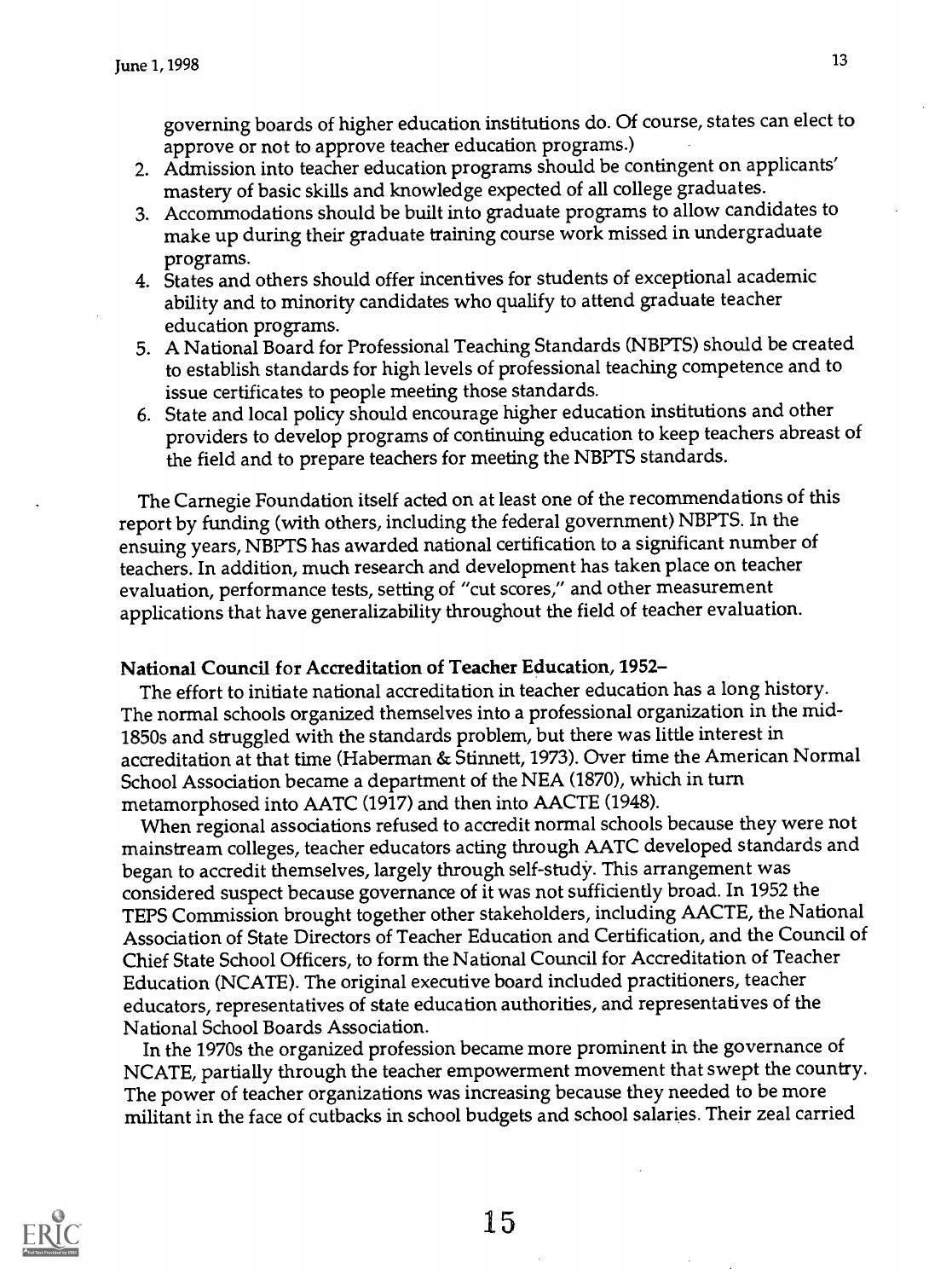governing boards of higher education institutions do. Of course, states can elect to approve or not to approve teacher education programs.)

2. Admission into teacher education programs should be contingent on applicants' mastery of basic skills and knowledge expected of all college graduates.
3. Accommodations should be built into graduate programs to allow candidates to make up during their graduate training course work missed in undergraduate programs.
4. States and others should offer incentives for students of exceptional academic ability and to minority candidates who qualify to attend graduate teacher education programs.
5. A National Board for Professional Teaching Standards (NBPTS) should be created to establish standards for high levels of professional teaching competence and to issue certificates to people meeting those standards.
6. State and local policy should encourage higher education institutions and other providers to develop programs of continuing education to keep teachers abreast of the field and to prepare teachers for meeting the NBPTS standards.

The Carnegie Foundation itself acted on at least one of the recommendations of this report by funding (with others, including the federal government) NBPTS. In the ensuing years, NBPTS has awarded national certification to a significant number of teachers. In addition, much research and development has taken place on teacher evaluation, performance tests, setting of "cut scores," and other measurement applications that have generalizability throughout the field of teacher evaluation.

**National Council for Accreditation of Teacher Education, 1952–**

The effort to initiate national accreditation in teacher education has a long history. The normal schools organized themselves into a professional organization in the mid-1850s and struggled with the standards problem, but there was little interest in accreditation at that time (Haberman & Stinnett, 1973). Over time the American Normal School Association became a department of the NEA (1870), which in turn metamorphosed into AATC (1917) and then into AACTE (1948).

When regional associations refused to accredit normal schools because they were not mainstream colleges, teacher educators acting through AATC developed standards and began to accredit themselves, largely through self-study. This arrangement was considered suspect because governance of it was not sufficiently broad. In 1952 the TEPS Commission brought together other stakeholders, including AACTE, the National Association of State Directors of Teacher Education and Certification, and the Council of Chief State School Officers, to form the National Council for Accreditation of Teacher Education (NCATE). The original executive board included practitioners, teacher educators, representatives of state education authorities, and representatives of the National School Boards Association.

In the 1970s the organized profession became more prominent in the governance of NCATE, partially through the teacher empowerment movement that swept the country. The power of teacher organizations was increasing because they needed to be more militant in the face of cutbacks in school budgets and school salaries. Their zeal carried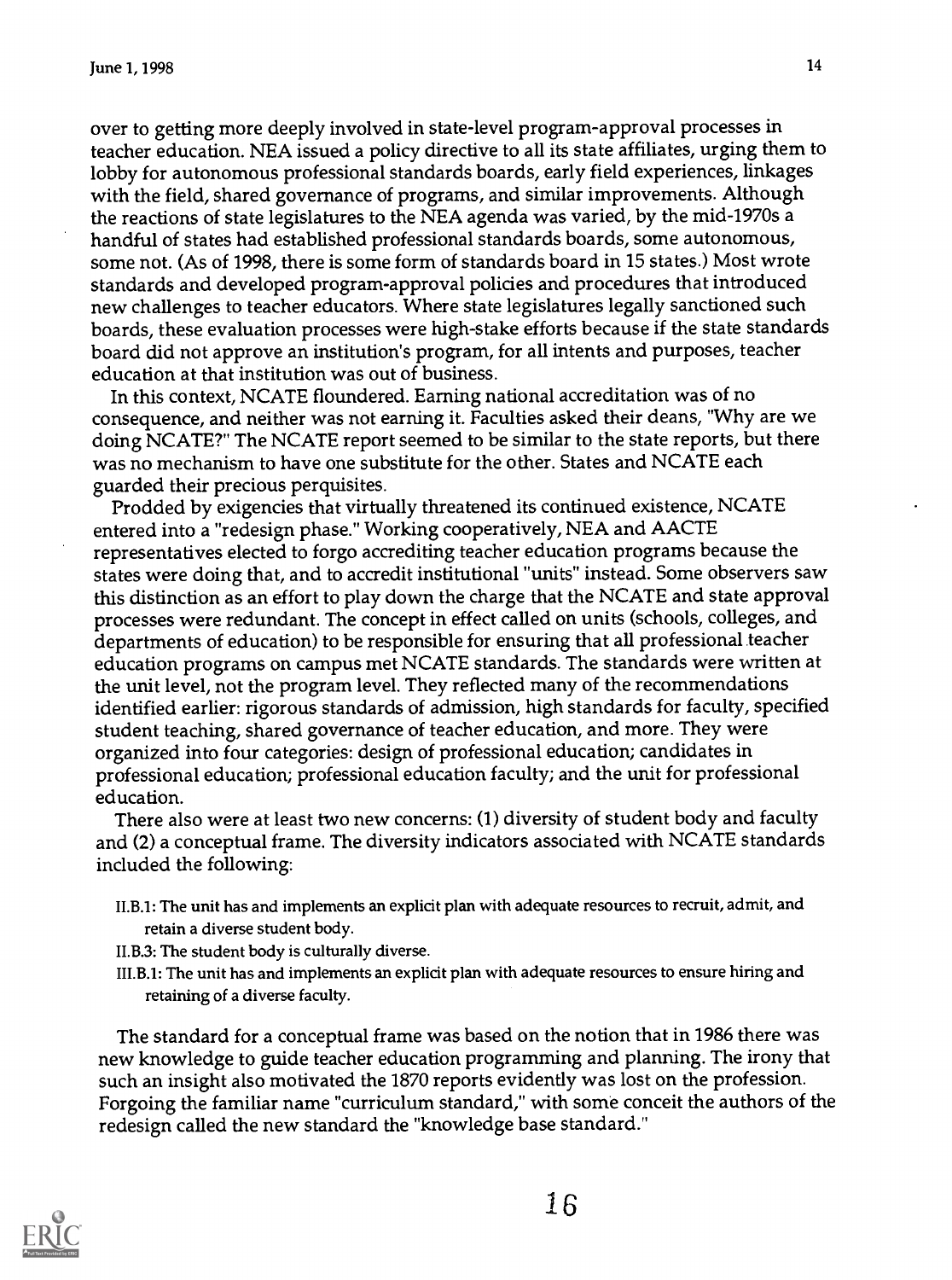over to getting more deeply involved in state-level program-approval processes in teacher education. NEA issued a policy directive to all its state affiliates, urging them to lobby for autonomous professional standards boards, early field experiences, linkages with the field, shared governance of programs, and similar improvements. Although the reactions of state legislatures to the NEA agenda was varied, by the mid-1970s a handful of states had established professional standards boards, some autonomous, some not. (As of 1998, there is some form of standards board in 15 states.) Most wrote standards and developed program-approval policies and procedures that introduced new challenges to teacher educators. Where state legislatures legally sanctioned such boards, these evaluation processes were high-stake efforts because if the state standards board did not approve an institution's program, for all intents and purposes, teacher education at that institution was out of business.

In this context, NCATE floundered. Earning national accreditation was of no consequence, and neither was not earning it. Faculties asked their deans, "Why are we doing NCATE?" The NCATE report seemed to be similar to the state reports, but there was no mechanism to have one substitute for the other. States and NCATE each guarded their precious perquisites.

Prodded by exigencies that virtually threatened its continued existence, NCATE entered into a "redesign phase." Working cooperatively, NEA and AACTE representatives elected to forgo accrediting teacher education programs because the states were doing that, and to accredit institutional "units" instead. Some observers saw this distinction as an effort to play down the charge that the NCATE and state approval processes were redundant. The concept in effect called on units (schools, colleges, and departments of education) to be responsible for ensuring that all professional teacher education programs on campus met NCATE standards. The standards were written at the unit level, not the program level. They reflected many of the recommendations identified earlier: rigorous standards of admission, high standards for faculty, specified student teaching, shared governance of teacher education, and more. They were organized into four categories: design of professional education; candidates in professional education; professional education faculty; and the unit for professional education.

There also were at least two new concerns: (1) diversity of student body and faculty and (2) a conceptual frame. The diversity indicators associated with NCATE standards included the following:

> II.B.1: The unit has and implements an explicit plan with adequate resources to recruit, admit, and retain a diverse student body.
>
> II.B.3: The student body is culturally diverse.
>
> III.B.1: The unit has and implements an explicit plan with adequate resources to ensure hiring and retaining of a diverse faculty.

The standard for a conceptual frame was based on the notion that in 1986 there was new knowledge to guide teacher education programming and planning. The irony that such an insight also motivated the 1870 reports evidently was lost on the profession. Forgoing the familiar name "curriculum standard," with some conceit the authors of the redesign called the new standard the "knowledge base standard."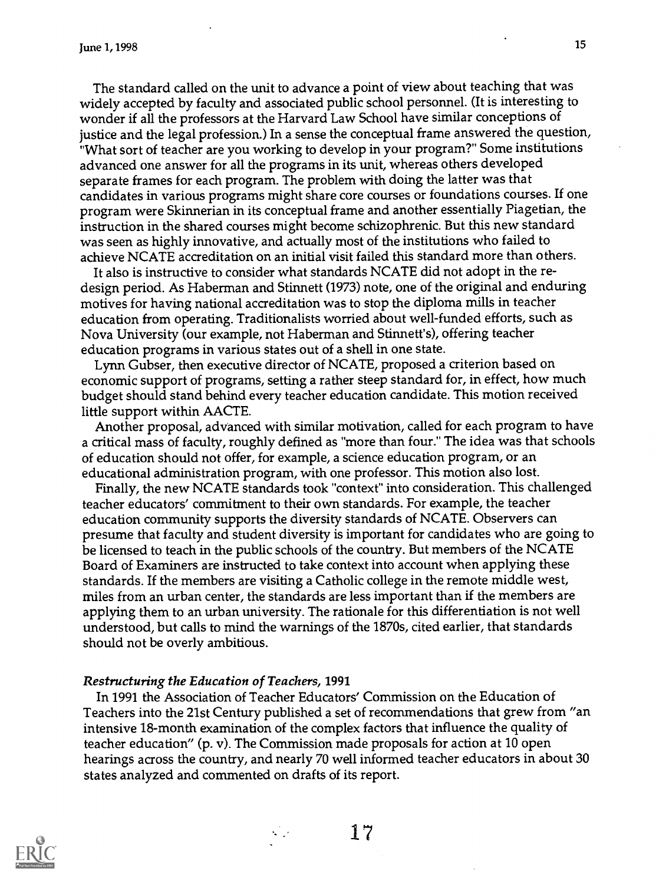The standard called on the unit to advance a point of view about teaching that was widely accepted by faculty and associated public school personnel. (It is interesting to wonder if all the professors at the Harvard Law School have similar conceptions of justice and the legal profession.) In a sense the conceptual frame answered the question, "What sort of teacher are you working to develop in your program?" Some institutions advanced one answer for all the programs in its unit, whereas others developed separate frames for each program. The problem with doing the latter was that candidates in various programs might share core courses or foundations courses. If one program were Skinnerian in its conceptual frame and another essentially Piagetian, the instruction in the shared courses might become schizophrenic. But this new standard was seen as highly innovative, and actually most of the institutions who failed to achieve NCATE accreditation on an initial visit failed this standard more than others.

It also is instructive to consider what standards NCATE did not adopt in the re-design period. As Haberman and Stinnett (1973) note, one of the original and enduring motives for having national accreditation was to stop the diploma mills in teacher education from operating. Traditionalists worried about well-funded efforts, such as Nova University (our example, not Haberman and Stinnett's), offering teacher education programs in various states out of a shell in one state.

Lynn Gubser, then executive director of NCATE, proposed a criterion based on economic support of programs, setting a rather steep standard for, in effect, how much budget should stand behind every teacher education candidate. This motion received little support within AACTE.

Another proposal, advanced with similar motivation, called for each program to have a critical mass of faculty, roughly defined as "more than four." The idea was that schools of education should not offer, for example, a science education program, or an educational administration program, with one professor. This motion also lost.

Finally, the new NCATE standards took "context" into consideration. This challenged teacher educators' commitment to their own standards. For example, the teacher education community supports the diversity standards of NCATE. Observers can presume that faculty and student diversity is important for candidates who are going to be licensed to teach in the public schools of the country. But members of the NCATE Board of Examiners are instructed to take context into account when applying these standards. If the members are visiting a Catholic college in the remote middle west, miles from an urban center, the standards are less important than if the members are applying them to an urban university. The rationale for this differentiation is not well understood, but calls to mind the warnings of the 1870s, cited earlier, that standards should not be overly ambitious.

### *Restructuring the Education of Teachers, 1991*

In 1991 the Association of Teacher Educators' Commission on the Education of Teachers into the 21st Century published a set of recommendations that grew from "an intensive 18-month examination of the complex factors that influence the quality of teacher education" (p. v). The Commission made proposals for action at 10 open hearings across the country, and nearly 70 well informed teacher educators in about 30 states analyzed and commented on drafts of its report.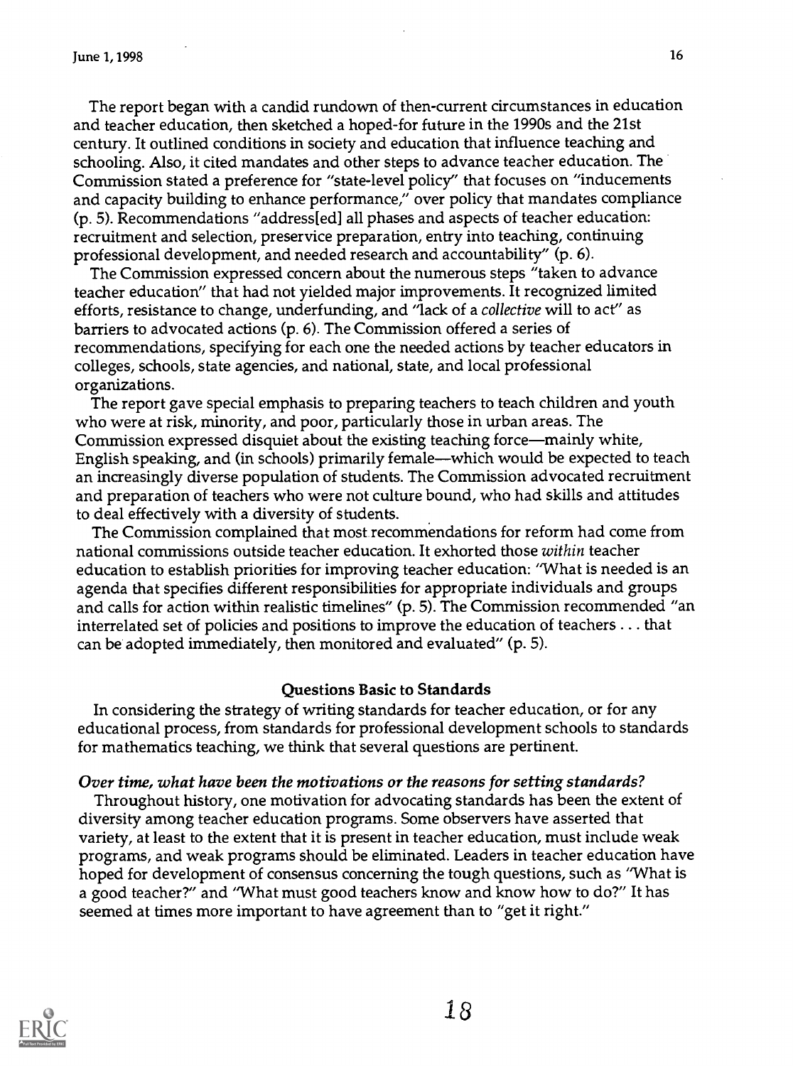The report began with a candid rundown of then-current circumstances in education and teacher education, then sketched a hoped-for future in the 1990s and the 21st century. It outlined conditions in society and education that influence teaching and schooling. Also, it cited mandates and other steps to advance teacher education. The Commission stated a preference for "state-level policy" that focuses on "inducements and capacity building to enhance performance," over policy that mandates compliance (p. 5). Recommendations "address[ed] all phases and aspects of teacher education: recruitment and selection, preservice preparation, entry into teaching, continuing professional development, and needed research and accountability" (p. 6).

The Commission expressed concern about the numerous steps "taken to advance teacher education" that had not yielded major improvements. It recognized limited efforts, resistance to change, underfunding, and "lack of a *collective* will to act" as barriers to advocated actions (p. 6). The Commission offered a series of recommendations, specifying for each one the needed actions by teacher educators in colleges, schools, state agencies, and national, state, and local professional organizations.

The report gave special emphasis to preparing teachers to teach children and youth who were at risk, minority, and poor, particularly those in urban areas. The Commission expressed disquiet about the existing teaching force—mainly white, English speaking, and (in schools) primarily female—which would be expected to teach an increasingly diverse population of students. The Commission advocated recruitment and preparation of teachers who were not culture bound, who had skills and attitudes to deal effectively with a diversity of students.

The Commission complained that most recommendations for reform had come from national commissions outside teacher education. It exhorted those *within* teacher education to establish priorities for improving teacher education: "What is needed is an agenda that specifies different responsibilities for appropriate individuals and groups and calls for action within realistic timelines" (p. 5). The Commission recommended "an interrelated set of policies and positions to improve the education of teachers . . . that can be adopted immediately, then monitored and evaluated" (p. 5).

## Questions Basic to Standards

In considering the strategy of writing standards for teacher education, or for any educational process, from standards for professional development schools to standards for mathematics teaching, we think that several questions are pertinent.

### *Over time, what have been the motivations or the reasons for setting standards?*

Throughout history, one motivation for advocating standards has been the extent of diversity among teacher education programs. Some observers have asserted that variety, at least to the extent that it is present in teacher education, must include weak programs, and weak programs should be eliminated. Leaders in teacher education have hoped for development of consensus concerning the tough questions, such as "What is a good teacher?" and "What must good teachers know and know how to do?" It has seemed at times more important to have agreement than to "get it right."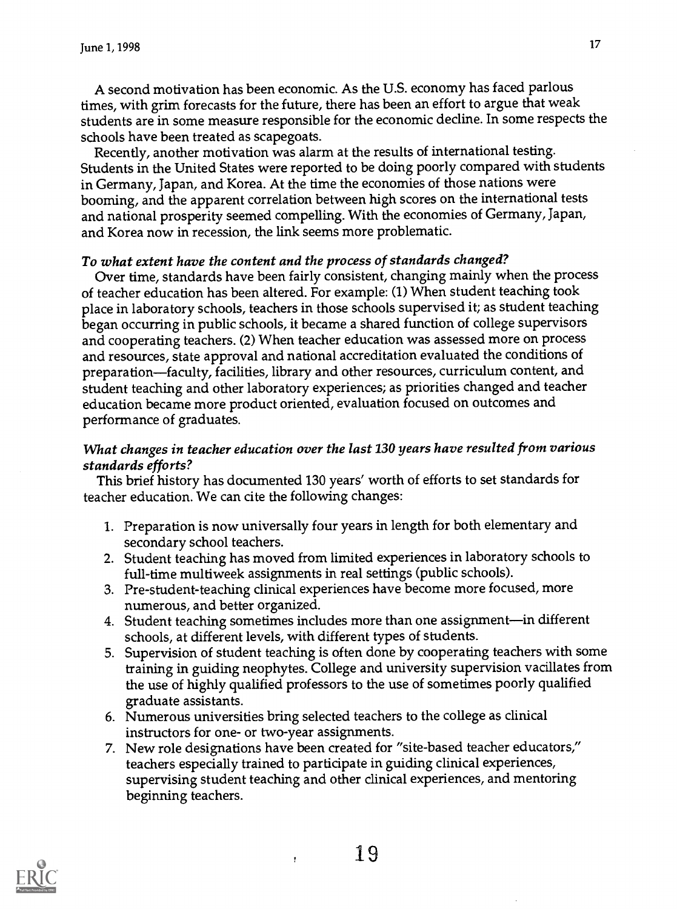A second motivation has been economic. As the U.S. economy has faced parlous times, with grim forecasts for the future, there has been an effort to argue that weak students are in some measure responsible for the economic decline. In some respects the schools have been treated as scapegoats.

Recently, another motivation was alarm at the results of international testing. Students in the United States were reported to be doing poorly compared with students in Germany, Japan, and Korea. At the time the economies of those nations were booming, and the apparent correlation between high scores on the international tests and national prosperity seemed compelling. With the economies of Germany, Japan, and Korea now in recession, the link seems more problematic.

*To what extent have the content and the process of standards changed?*

Over time, standards have been fairly consistent, changing mainly when the process of teacher education has been altered. For example: (1) When student teaching took place in laboratory schools, teachers in those schools supervised it; as student teaching began occurring in public schools, it became a shared function of college supervisors and cooperating teachers. (2) When teacher education was assessed more on process and resources, state approval and national accreditation evaluated the conditions of preparation—faculty, facilities, library and other resources, curriculum content, and student teaching and other laboratory experiences; as priorities changed and teacher education became more product oriented, evaluation focused on outcomes and performance of graduates.

*What changes in teacher education over the last 130 years have resulted from various standards efforts?*

This brief history has documented 130 years' worth of efforts to set standards for teacher education. We can cite the following changes:

1. Preparation is now universally four years in length for both elementary and secondary school teachers.
2. Student teaching has moved from limited experiences in laboratory schools to full-time multiweek assignments in real settings (public schools).
3. Pre-student-teaching clinical experiences have become more focused, more numerous, and better organized.
4. Student teaching sometimes includes more than one assignment—in different schools, at different levels, with different types of students.
5. Supervision of student teaching is often done by cooperating teachers with some training in guiding neophytes. College and university supervision vacillates from the use of highly qualified professors to the use of sometimes poorly qualified graduate assistants.
6. Numerous universities bring selected teachers to the college as clinical instructors for one- or two-year assignments.
7. New role designations have been created for "site-based teacher educators," teachers especially trained to participate in guiding clinical experiences, supervising student teaching and other clinical experiences, and mentoring beginning teachers.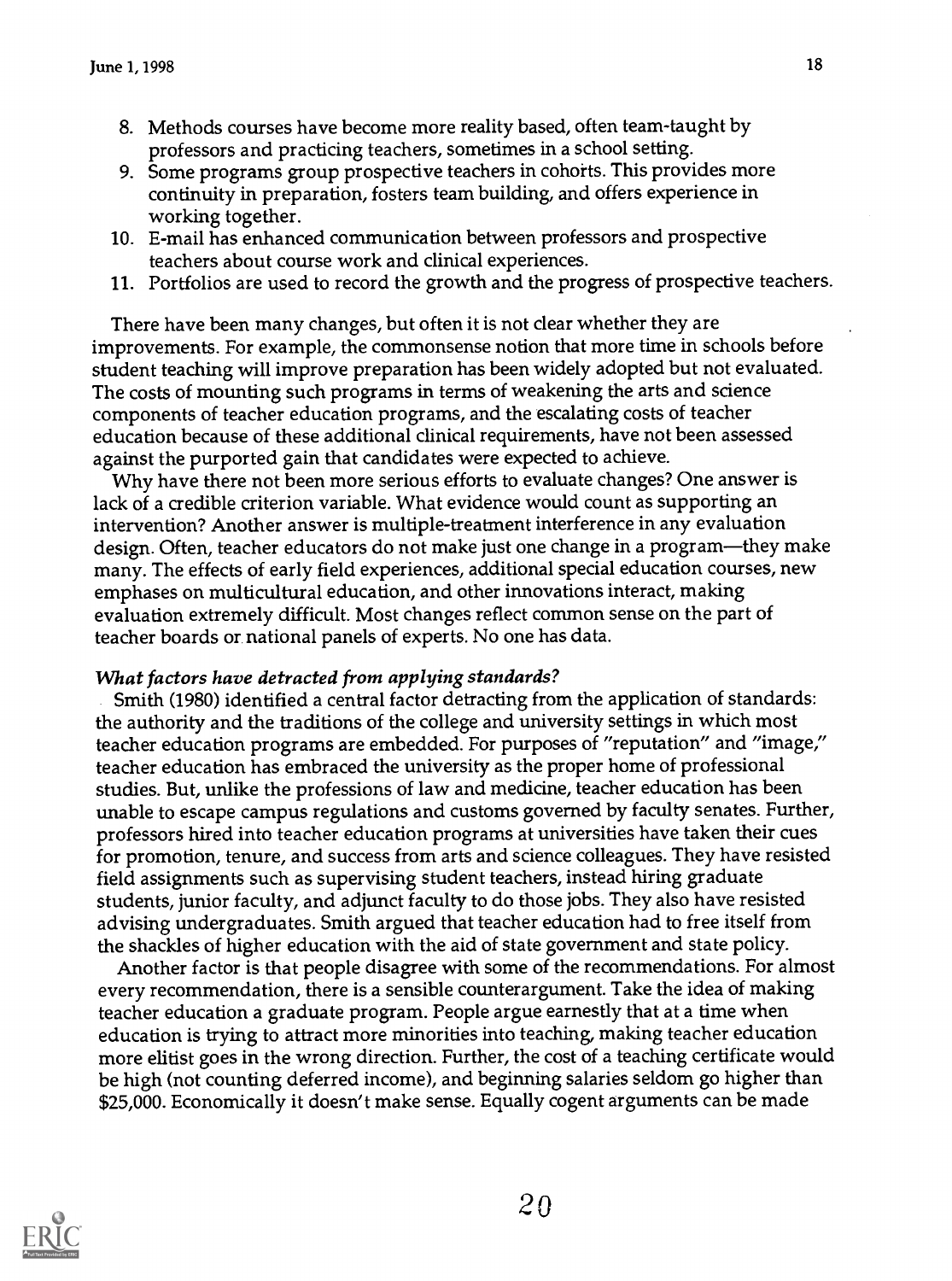8. Methods courses have become more reality based, often team-taught by professors and practicing teachers, sometimes in a school setting.
9. Some programs group prospective teachers in cohorts. This provides more continuity in preparation, fosters team building, and offers experience in working together.
10. E-mail has enhanced communication between professors and prospective teachers about course work and clinical experiences.
11. Portfolios are used to record the growth and the progress of prospective teachers.

There have been many changes, but often it is not clear whether they are improvements. For example, the commonsense notion that more time in schools before student teaching will improve preparation has been widely adopted but not evaluated. The costs of mounting such programs in terms of weakening the arts and science components of teacher education programs, and the escalating costs of teacher education because of these additional clinical requirements, have not been assessed against the purported gain that candidates were expected to achieve.

Why have there not been more serious efforts to evaluate changes? One answer is lack of a credible criterion variable. What evidence would count as supporting an intervention? Another answer is multiple-treatment interference in any evaluation design. Often, teacher educators do not make just one change in a program—they make many. The effects of early field experiences, additional special education courses, new emphases on multicultural education, and other innovations interact, making evaluation extremely difficult. Most changes reflect common sense on the part of teacher boards or national panels of experts. No one has data.

### *What factors have detracted from applying standards?*

Smith (1980) identified a central factor detracting from the application of standards: the authority and the traditions of the college and university settings in which most teacher education programs are embedded. For purposes of "reputation" and "image," teacher education has embraced the university as the proper home of professional studies. But, unlike the professions of law and medicine, teacher education has been unable to escape campus regulations and customs governed by faculty senates. Further, professors hired into teacher education programs at universities have taken their cues for promotion, tenure, and success from arts and science colleagues. They have resisted field assignments such as supervising student teachers, instead hiring graduate students, junior faculty, and adjunct faculty to do those jobs. They also have resisted advising undergraduates. Smith argued that teacher education had to free itself from the shackles of higher education with the aid of state government and state policy.

Another factor is that people disagree with some of the recommendations. For almost every recommendation, there is a sensible counterargument. Take the idea of making teacher education a graduate program. People argue earnestly that at a time when education is trying to attract more minorities into teaching, making teacher education more elitist goes in the wrong direction. Further, the cost of a teaching certificate would be high (not counting deferred income), and beginning salaries seldom go higher than $25,000. Economically it doesn't make sense. Equally cogent arguments can be made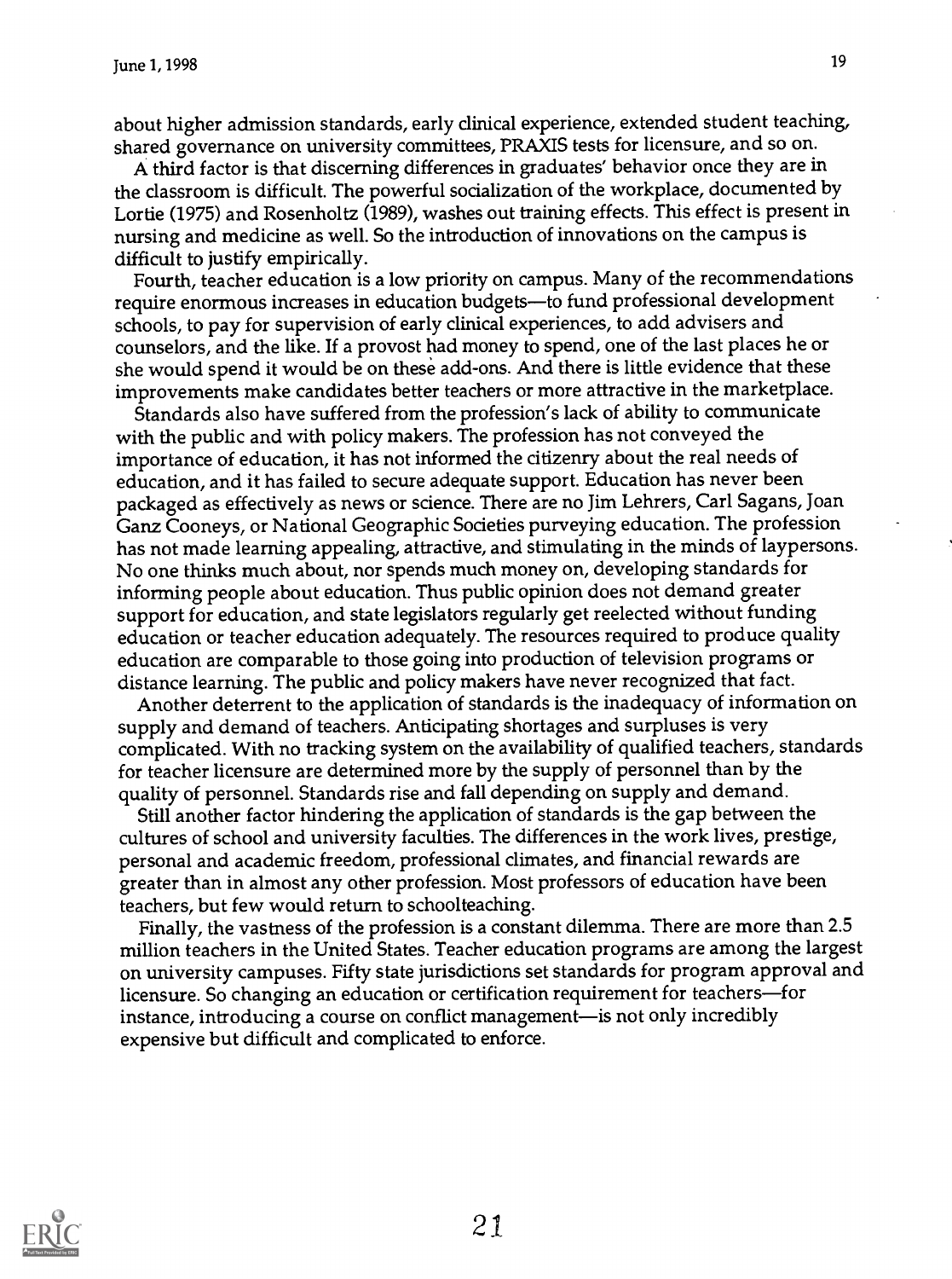about higher admission standards, early clinical experience, extended student teaching, shared governance on university committees, PRAXIS tests for licensure, and so on.

A third factor is that discerning differences in graduates' behavior once they are in the classroom is difficult. The powerful socialization of the workplace, documented by Lortie (1975) and Rosenholtz (1989), washes out training effects. This effect is present in nursing and medicine as well. So the introduction of innovations on the campus is difficult to justify empirically.

Fourth, teacher education is a low priority on campus. Many of the recommendations require enormous increases in education budgets—to fund professional development schools, to pay for supervision of early clinical experiences, to add advisers and counselors, and the like. If a provost had money to spend, one of the last places he or she would spend it would be on these add-ons. And there is little evidence that these improvements make candidates better teachers or more attractive in the marketplace.

Standards also have suffered from the profession's lack of ability to communicate with the public and with policy makers. The profession has not conveyed the importance of education, it has not informed the citizenry about the real needs of education, and it has failed to secure adequate support. Education has never been packaged as effectively as news or science. There are no Jim Lehrers, Carl Sagans, Joan Ganz Cooneys, or National Geographic Societies purveying education. The profession has not made learning appealing, attractive, and stimulating in the minds of laypersons. No one thinks much about, nor spends much money on, developing standards for informing people about education. Thus public opinion does not demand greater support for education, and state legislators regularly get reelected without funding education or teacher education adequately. The resources required to produce quality education are comparable to those going into production of television programs or distance learning. The public and policy makers have never recognized that fact.

Another deterrent to the application of standards is the inadequacy of information on supply and demand of teachers. Anticipating shortages and surpluses is very complicated. With no tracking system on the availability of qualified teachers, standards for teacher licensure are determined more by the supply of personnel than by the quality of personnel. Standards rise and fall depending on supply and demand.

Still another factor hindering the application of standards is the gap between the cultures of school and university faculties. The differences in the work lives, prestige, personal and academic freedom, professional climates, and financial rewards are greater than in almost any other profession. Most professors of education have been teachers, but few would return to schoolteaching.

Finally, the vastness of the profession is a constant dilemma. There are more than 2.5 million teachers in the United States. Teacher education programs are among the largest on university campuses. Fifty state jurisdictions set standards for program approval and licensure. So changing an education or certification requirement for teachers—for instance, introducing a course on conflict management—is not only incredibly expensive but difficult and complicated to enforce.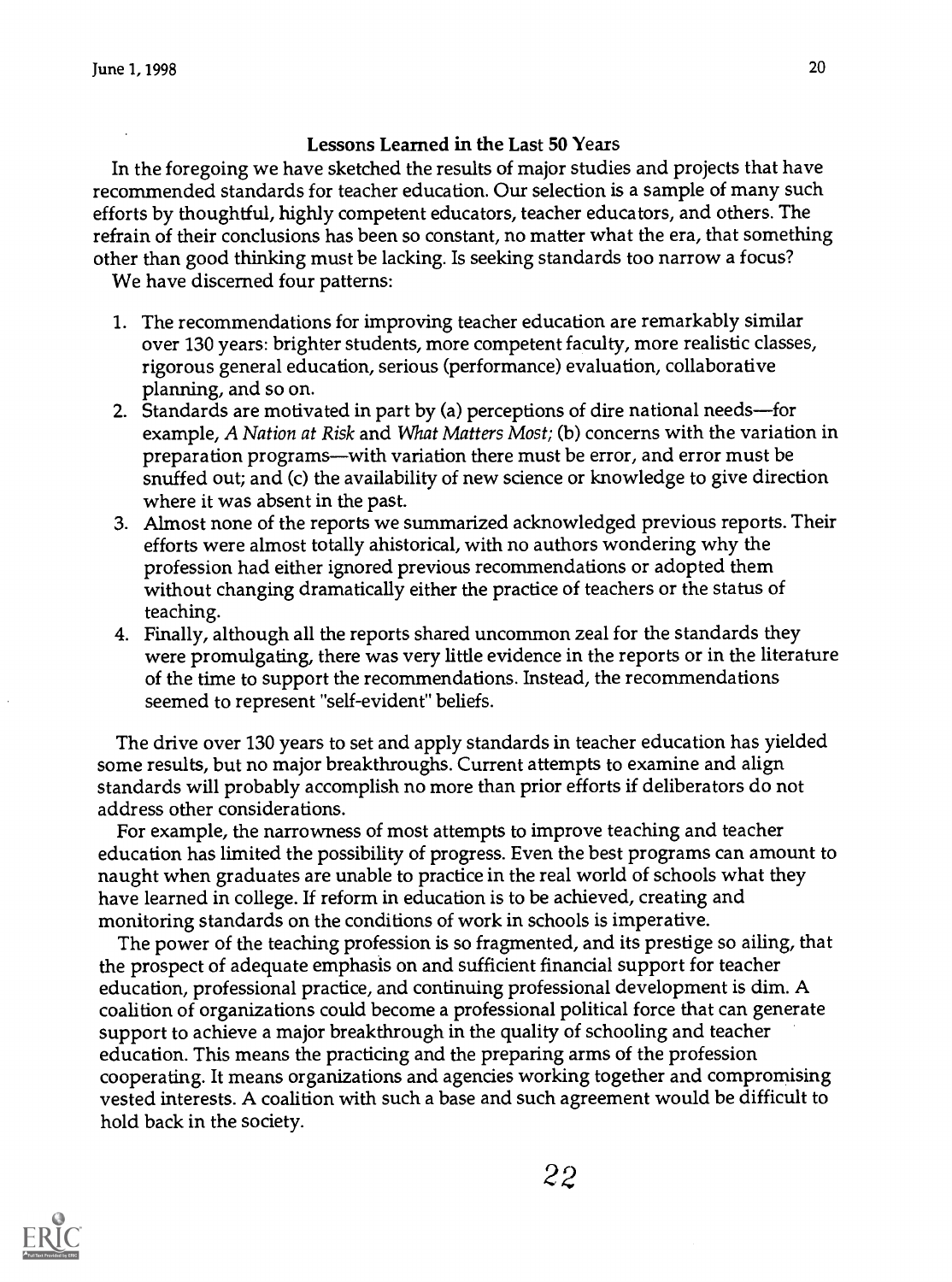## Lessons Learned in the Last 50 Years

In the foregoing we have sketched the results of major studies and projects that have recommended standards for teacher education. Our selection is a sample of many such efforts by thoughtful, highly competent educators, teacher educators, and others. The refrain of their conclusions has been so constant, no matter what the era, that something other than good thinking must be lacking. Is seeking standards too narrow a focus?

We have discerned four patterns:

1. The recommendations for improving teacher education are remarkably similar over 130 years: brighter students, more competent faculty, more realistic classes, rigorous general education, serious (performance) evaluation, collaborative planning, and so on.
2. Standards are motivated in part by (a) perceptions of dire national needs—for example, *A Nation at Risk* and *What Matters Most;* (b) concerns with the variation in preparation programs—with variation there must be error, and error must be snuffed out; and (c) the availability of new science or knowledge to give direction where it was absent in the past.
3. Almost none of the reports we summarized acknowledged previous reports. Their efforts were almost totally ahistorical, with no authors wondering why the profession had either ignored previous recommendations or adopted them without changing dramatically either the practice of teachers or the status of teaching.
4. Finally, although all the reports shared uncommon zeal for the standards they were promulgating, there was very little evidence in the reports or in the literature of the time to support the recommendations. Instead, the recommendations seemed to represent "self-evident" beliefs.

The drive over 130 years to set and apply standards in teacher education has yielded some results, but no major breakthroughs. Current attempts to examine and align standards will probably accomplish no more than prior efforts if deliberators do not address other considerations.

For example, the narrowness of most attempts to improve teaching and teacher education has limited the possibility of progress. Even the best programs can amount to naught when graduates are unable to practice in the real world of schools what they have learned in college. If reform in education is to be achieved, creating and monitoring standards on the conditions of work in schools is imperative.

The power of the teaching profession is so fragmented, and its prestige so ailing, that the prospect of adequate emphasis on and sufficient financial support for teacher education, professional practice, and continuing professional development is dim. A coalition of organizations could become a professional political force that can generate support to achieve a major breakthrough in the quality of schooling and teacher education. This means the practicing and the preparing arms of the profession cooperating. It means organizations and agencies working together and compromising vested interests. A coalition with such a base and such agreement would be difficult to hold back in the society.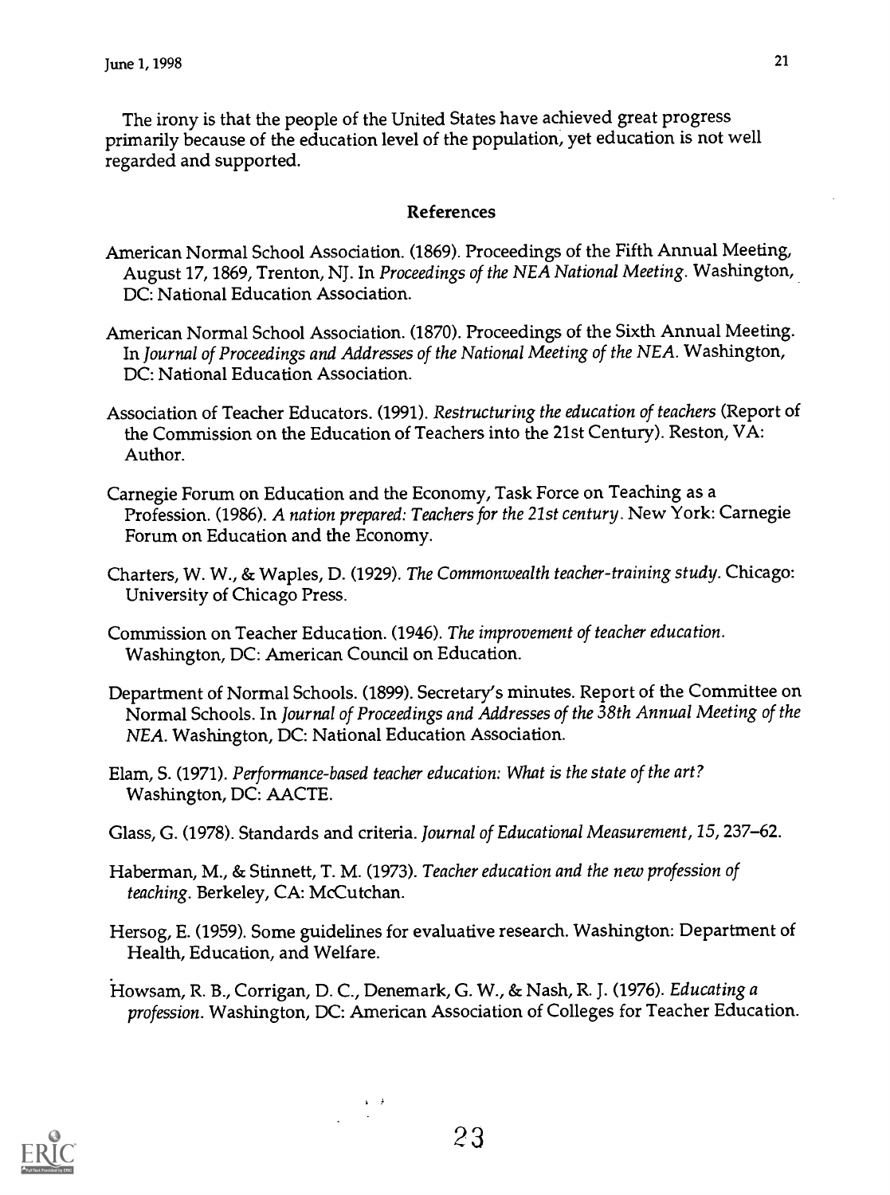The irony is that the people of the United States have achieved great progress primarily because of the education level of the population, yet education is not well regarded and supported.

## References

American Normal School Association. (1869). Proceedings of the Fifth Annual Meeting, August 17, 1869, Trenton, NJ. In *Proceedings of the NEA National Meeting*. Washington, DC: National Education Association.

American Normal School Association. (1870). Proceedings of the Sixth Annual Meeting. In *Journal of Proceedings and Addresses of the National Meeting of the NEA*. Washington, DC: National Education Association.

Association of Teacher Educators. (1991). *Restructuring the education of teachers* (Report of the Commission on the Education of Teachers into the 21st Century). Reston, VA: Author.

Carnegie Forum on Education and the Economy, Task Force on Teaching as a Profession. (1986). *A nation prepared: Teachers for the 21st century*. New York: Carnegie Forum on Education and the Economy.

Charters, W. W., & Waples, D. (1929). *The Commonwealth teacher-training study*. Chicago: University of Chicago Press.

Commission on Teacher Education. (1946). *The improvement of teacher education*. Washington, DC: American Council on Education.

Department of Normal Schools. (1899). Secretary's minutes. Report of the Committee on Normal Schools. In *Journal of Proceedings and Addresses of the 38th Annual Meeting of the NEA*. Washington, DC: National Education Association.

Elam, S. (1971). *Performance-based teacher education: What is the state of the art?* Washington, DC: AACTE.

Glass, G. (1978). Standards and criteria. *Journal of Educational Measurement*, *15*, 237–62.

Haberman, M., & Stinnett, T. M. (1973). *Teacher education and the new profession of teaching*. Berkeley, CA: McCutchan.

Hersog, E. (1959). Some guidelines for evaluative research. Washington: Department of Health, Education, and Welfare.

Howsam, R. B., Corrigan, D. C., Denemark, G. W., & Nash, R. J. (1976). *Educating a profession*. Washington, DC: American Association of Colleges for Teacher Education.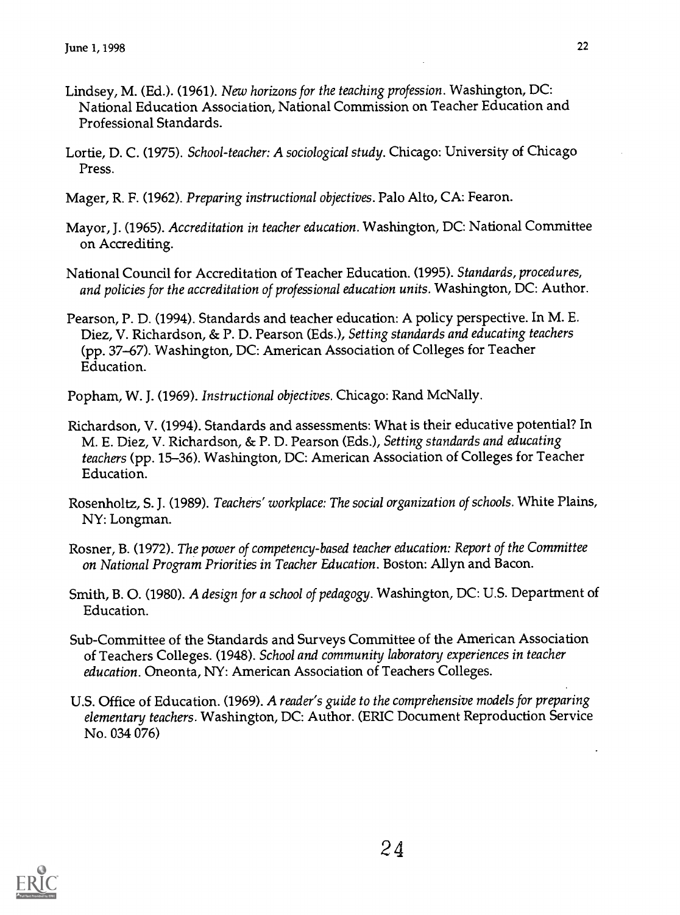Lindsey, M. (Ed.). (1961). *New horizons for the teaching profession*. Washington, DC: National Education Association, National Commission on Teacher Education and Professional Standards.

Lortie, D. C. (1975). *School-teacher: A sociological study*. Chicago: University of Chicago Press.

Mager, R. F. (1962). *Preparing instructional objectives*. Palo Alto, CA: Fearon.

Mayor, J. (1965). *Accreditation in teacher education*. Washington, DC: National Committee on Accrediting.

National Council for Accreditation of Teacher Education. (1995). *Standards, procedures, and policies for the accreditation of professional education units*. Washington, DC: Author.

Pearson, P. D. (1994). Standards and teacher education: A policy perspective. In M. E. Diez, V. Richardson, & P. D. Pearson (Eds.), *Setting standards and educating teachers* (pp. 37–67). Washington, DC: American Association of Colleges for Teacher Education.

Popham, W. J. (1969). *Instructional objectives*. Chicago: Rand McNally.

Richardson, V. (1994). Standards and assessments: What is their educative potential? In M. E. Diez, V. Richardson, & P. D. Pearson (Eds.), *Setting standards and educating teachers* (pp. 15–36). Washington, DC: American Association of Colleges for Teacher Education.

Rosenholtz, S. J. (1989). *Teachers' workplace: The social organization of schools*. White Plains, NY: Longman.

Rosner, B. (1972). *The power of competency-based teacher education: Report of the Committee on National Program Priorities in Teacher Education*. Boston: Allyn and Bacon.

Smith, B. O. (1980). *A design for a school of pedagogy*. Washington, DC: U.S. Department of Education.

Sub-Committee of the Standards and Surveys Committee of the American Association of Teachers Colleges. (1948). *School and community laboratory experiences in teacher education*. Oneonta, NY: American Association of Teachers Colleges.

U.S. Office of Education. (1969). *A reader's guide to the comprehensive models for preparing elementary teachers*. Washington, DC: Author. (ERIC Document Reproduction Service No. 034 076)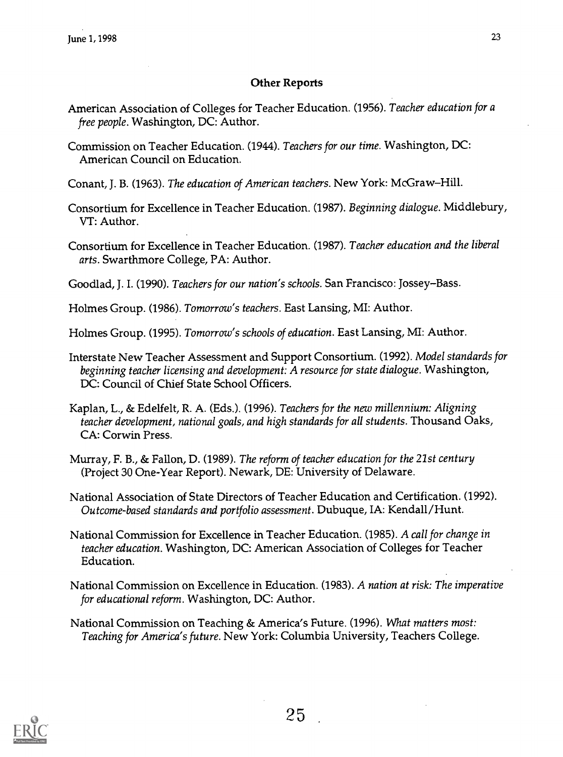### Other Reports

American Association of Colleges for Teacher Education. (1956). *Teacher education for a free people*. Washington, DC: Author.

Commission on Teacher Education. (1944). *Teachers for our time*. Washington, DC: American Council on Education.

Conant, J. B. (1963). *The education of American teachers*. New York: McGraw–Hill.

Consortium for Excellence in Teacher Education. (1987). *Beginning dialogue*. Middlebury, VT: Author.

Consortium for Excellence in Teacher Education. (1987). *Teacher education and the liberal arts*. Swarthmore College, PA: Author.

Goodlad, J. I. (1990). *Teachers for our nation's schools*. San Francisco: Jossey–Bass.

Holmes Group. (1986). *Tomorrow's teachers*. East Lansing, MI: Author.

Holmes Group. (1995). *Tomorrow's schools of education*. East Lansing, MI: Author.

Interstate New Teacher Assessment and Support Consortium. (1992). *Model standards for beginning teacher licensing and development: A resource for state dialogue*. Washington, DC: Council of Chief State School Officers.

Kaplan, L., & Edelfelt, R. A. (Eds.). (1996). *Teachers for the new millennium: Aligning teacher development, national goals, and high standards for all students*. Thousand Oaks, CA: Corwin Press.

Murray, F. B., & Fallon, D. (1989). *The reform of teacher education for the 21st century* (Project 30 One-Year Report). Newark, DE: University of Delaware.

National Association of State Directors of Teacher Education and Certification. (1992). *Outcome-based standards and portfolio assessment*. Dubuque, IA: Kendall/Hunt.

National Commission for Excellence in Teacher Education. (1985). *A call for change in teacher education*. Washington, DC: American Association of Colleges for Teacher Education.

National Commission on Excellence in Education. (1983). *A nation at risk: The imperative for educational reform*. Washington, DC: Author.

National Commission on Teaching & America's Future. (1996). *What matters most: Teaching for America's future*. New York: Columbia University, Teachers College.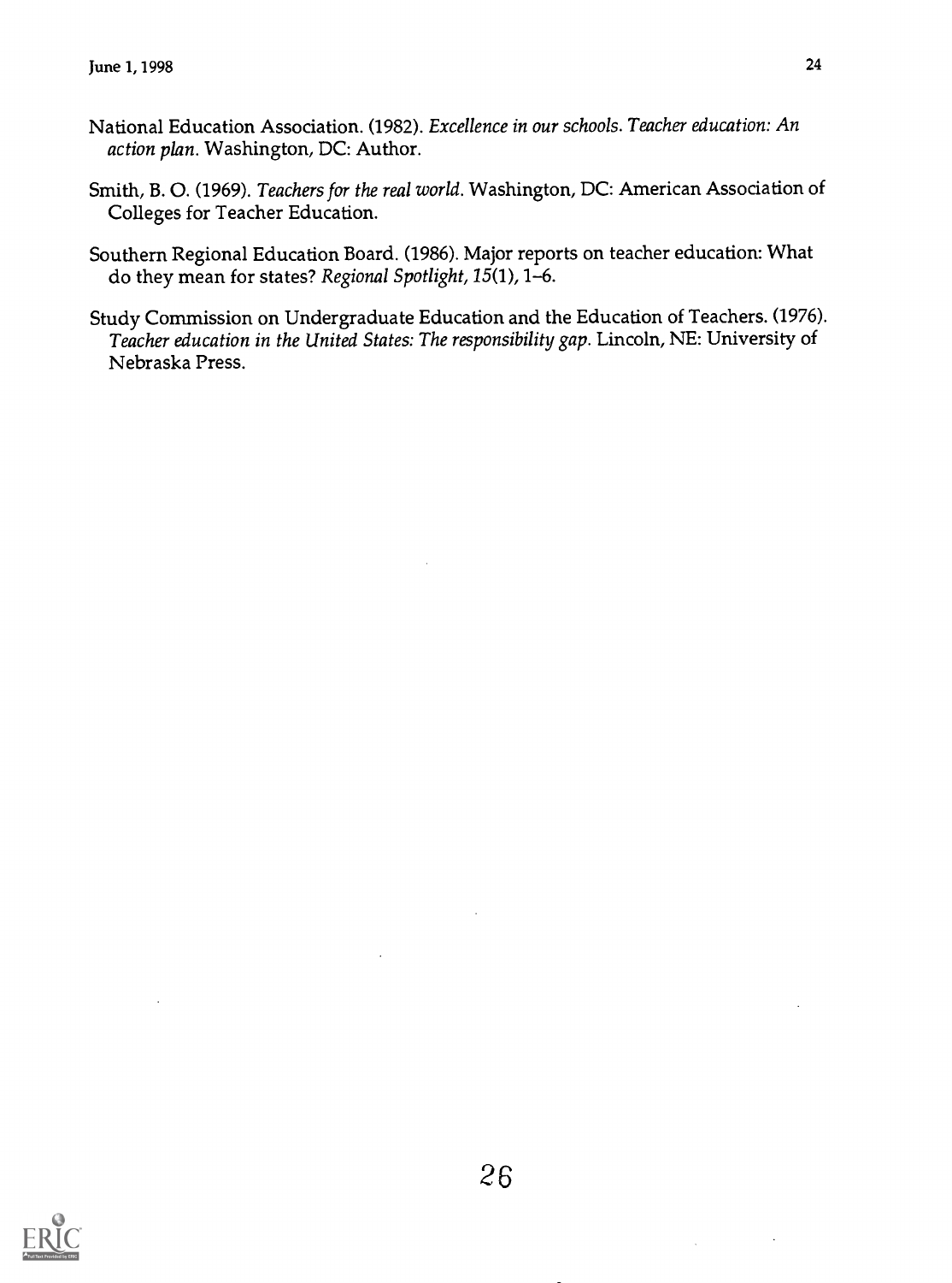National Education Association. (1982). *Excellence in our schools. Teacher education: An action plan.* Washington, DC: Author.

Smith, B. O. (1969). *Teachers for the real world.* Washington, DC: American Association of Colleges for Teacher Education.

Southern Regional Education Board. (1986). Major reports on teacher education: What do they mean for states? *Regional Spotlight, 15*(1), 1–6.

Study Commission on Undergraduate Education and the Education of Teachers. (1976). *Teacher education in the United States: The responsibility gap.* Lincoln, NE: University of Nebraska Press.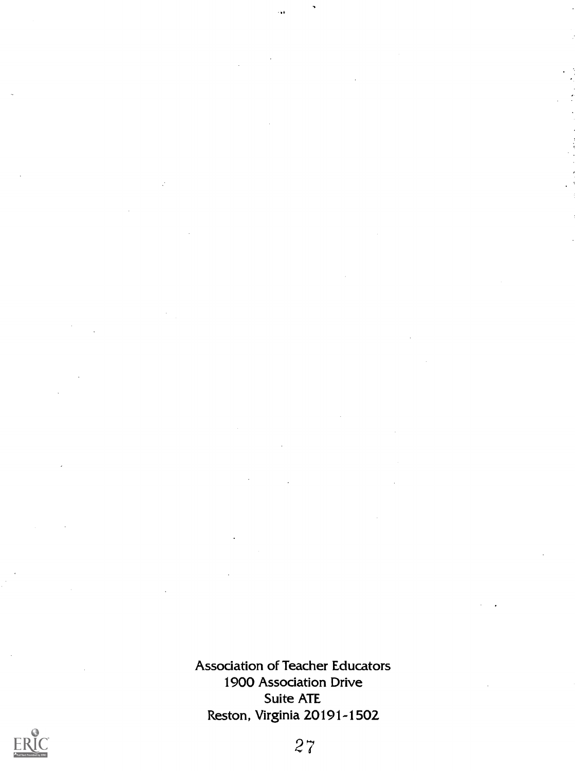Association of Teacher Educators
1900 Association Drive
Suite ATE
Reston, Virginia 20191-1502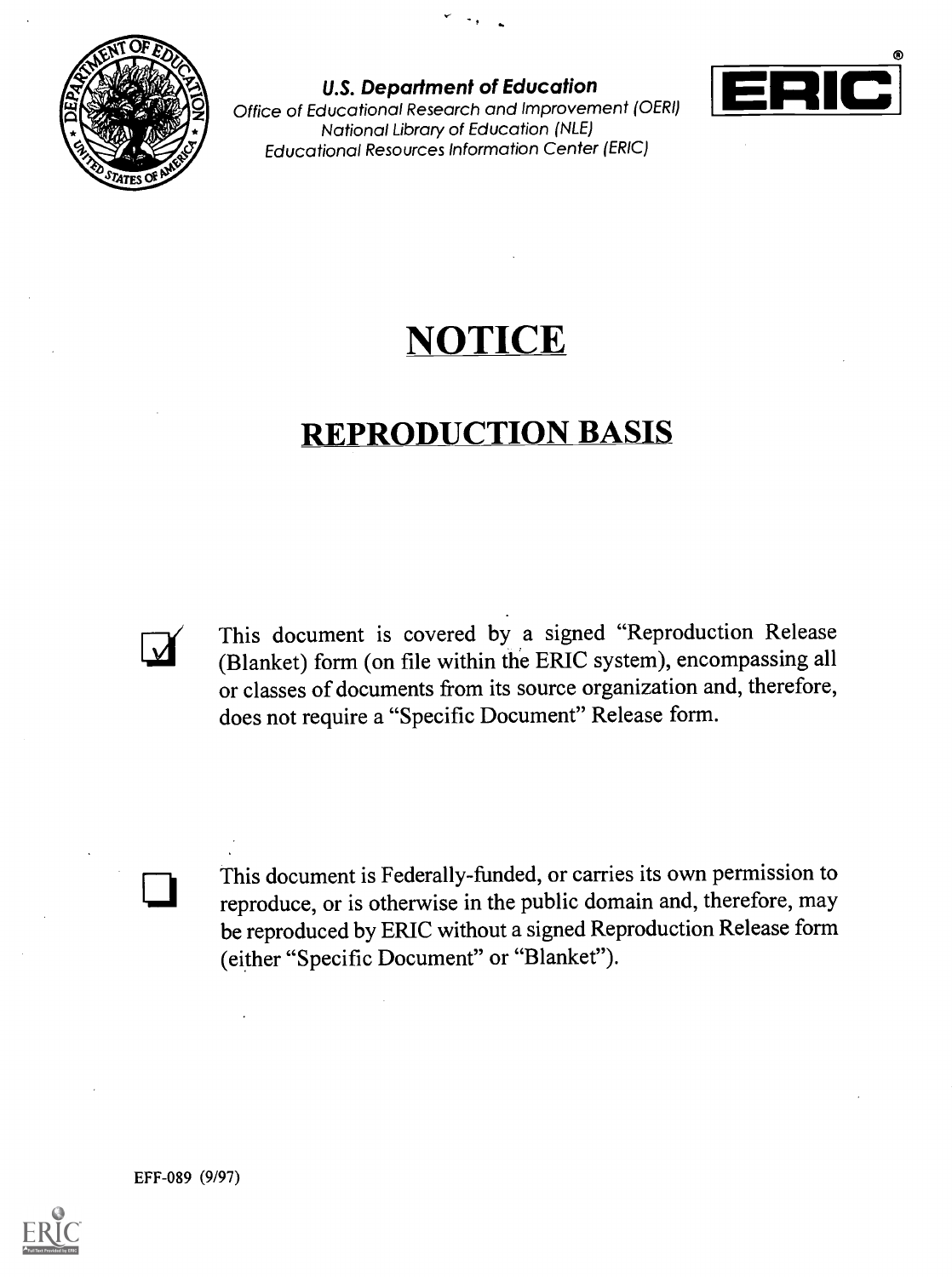**U.S. Department of Education**
Office of Educational Research and Improvement (OERI)
National Library of Education (NLE)
Educational Resources Information Center (ERIC)

ERIC®

# NOTICE

## REPRODUCTION BASIS

- [x] This document is covered by a signed "Reproduction Release (Blanket) form (on file within the ERIC system), encompassing all or classes of documents from its source organization and, therefore, does not require a "Specific Document" Release form.

- [ ] This document is Federally-funded, or carries its own permission to reproduce, or is otherwise in the public domain and, therefore, may be reproduced by ERIC without a signed Reproduction Release form (either "Specific Document" or "Blanket").

EFF-089 (9/97)